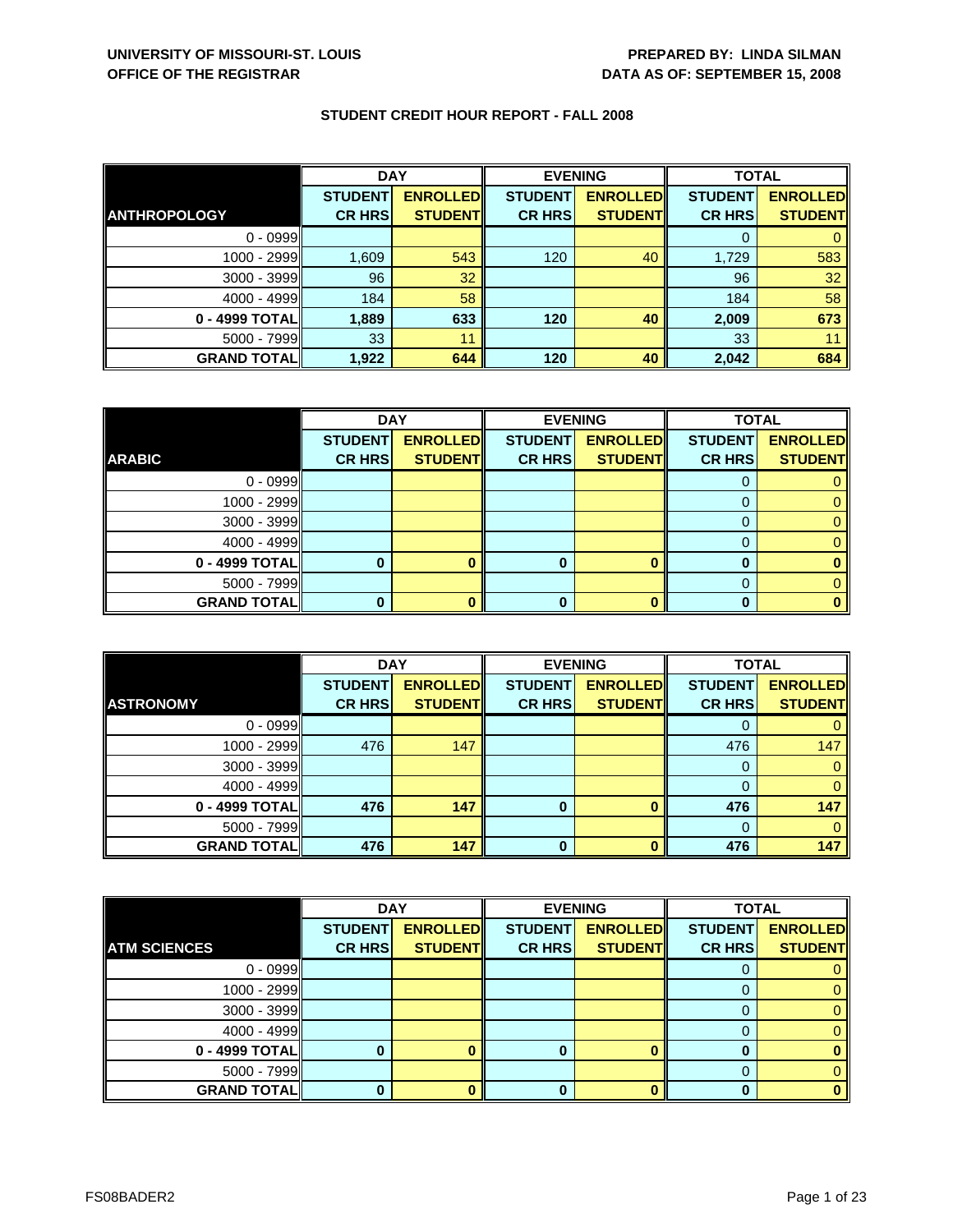**UNIVERSITY OF MISSOURI-ST. LOUIS**
**OFFICE OF THE REGISTRAR**

**PREPARED BY: LINDA SILMAN**
**DATA AS OF: SEPTEMBER 15, 2008**

## STUDENT CREDIT HOUR REPORT - FALL 2008

| | DAY | | EVENING | | TOTAL | |
|---|---|---|---|---|---|---|
| **ANTHROPOLOGY** | **STUDENT CR HRS** | **ENROLLED STUDENT** | **STUDENT CR HRS** | **ENROLLED STUDENT** | **STUDENT CR HRS** | **ENROLLED STUDENT** |
| 0 - 0999 | | | | | 0 | 0 |
| 1000 - 2999 | 1,609 | 543 | 120 | 40 | 1,729 | 583 |
| 3000 - 3999 | 96 | 32 | | | 96 | 32 |
| 4000 - 4999 | 184 | 58 | | | 184 | 58 |
| **0 - 4999 TOTAL** | **1,889** | **633** | **120** | **40** | **2,009** | **673** |
| 5000 - 7999 | 33 | 11 | | | 33 | 11 |
| **GRAND TOTAL** | **1,922** | **644** | **120** | **40** | **2,042** | **684** |

| | DAY | | EVENING | | TOTAL | |
|---|---|---|---|---|---|---|
| **ARABIC** | **STUDENT CR HRS** | **ENROLLED STUDENT** | **STUDENT CR HRS** | **ENROLLED STUDENT** | **STUDENT CR HRS** | **ENROLLED STUDENT** |
| 0 - 0999 | | | | | 0 | 0 |
| 1000 - 2999 | | | | | 0 | 0 |
| 3000 - 3999 | | | | | 0 | 0 |
| 4000 - 4999 | | | | | 0 | 0 |
| **0 - 4999 TOTAL** | **0** | **0** | **0** | **0** | **0** | **0** |
| 5000 - 7999 | | | | | 0 | 0 |
| **GRAND TOTAL** | **0** | **0** | **0** | **0** | **0** | **0** |

| | DAY | | EVENING | | TOTAL | |
|---|---|---|---|---|---|---|
| **ASTRONOMY** | **STUDENT CR HRS** | **ENROLLED STUDENT** | **STUDENT CR HRS** | **ENROLLED STUDENT** | **STUDENT CR HRS** | **ENROLLED STUDENT** |
| 0 - 0999 | | | | | 0 | 0 |
| 1000 - 2999 | 476 | 147 | | | 476 | 147 |
| 3000 - 3999 | | | | | 0 | 0 |
| 4000 - 4999 | | | | | 0 | 0 |
| **0 - 4999 TOTAL** | **476** | **147** | **0** | **0** | **476** | **147** |
| 5000 - 7999 | | | | | 0 | 0 |
| **GRAND TOTAL** | **476** | **147** | **0** | **0** | **476** | **147** |

| | DAY | | EVENING | | TOTAL | |
|---|---|---|---|---|---|---|
| **ATM SCIENCES** | **STUDENT CR HRS** | **ENROLLED STUDENT** | **STUDENT CR HRS** | **ENROLLED STUDENT** | **STUDENT CR HRS** | **ENROLLED STUDENT** |
| 0 - 0999 | | | | | 0 | 0 |
| 1000 - 2999 | | | | | 0 | 0 |
| 3000 - 3999 | | | | | 0 | 0 |
| 4000 - 4999 | | | | | 0 | 0 |
| **0 - 4999 TOTAL** | **0** | **0** | **0** | **0** | **0** | **0** |
| 5000 - 7999 | | | | | 0 | 0 |
| **GRAND TOTAL** | **0** | **0** | **0** | **0** | **0** | **0** |

FS08BADER2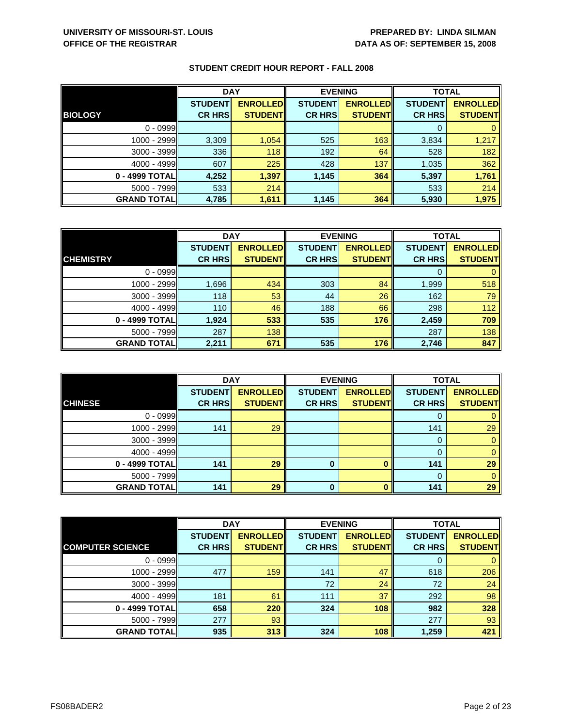**UNIVERSITY OF MISSOURI-ST. LOUIS**
**OFFICE OF THE REGISTRAR**

**PREPARED BY: LINDA SILMAN**
**DATA AS OF: SEPTEMBER 15, 2008**

## STUDENT CREDIT HOUR REPORT - FALL 2008

| | DAY | | EVENING | | TOTAL | |
|---|---|---|---|---|---|---|
| **BIOLOGY** | **STUDENT CR HRS** | **ENROLLED STUDENT** | **STUDENT CR HRS** | **ENROLLED STUDENT** | **STUDENT CR HRS** | **ENROLLED STUDENT** |
| 0 - 0999 | | | | | 0 | 0 |
| 1000 - 2999 | 3,309 | 1,054 | 525 | 163 | 3,834 | 1,217 |
| 3000 - 3999 | 336 | 118 | 192 | 64 | 528 | 182 |
| 4000 - 4999 | 607 | 225 | 428 | 137 | 1,035 | 362 |
| **0 - 4999 TOTAL** | **4,252** | **1,397** | **1,145** | **364** | **5,397** | **1,761** |
| 5000 - 7999 | 533 | 214 | | | 533 | 214 |
| **GRAND TOTAL** | **4,785** | **1,611** | **1,145** | **364** | **5,930** | **1,975** |

| | DAY | | EVENING | | TOTAL | |
|---|---|---|---|---|---|---|
| **CHEMISTRY** | **STUDENT CR HRS** | **ENROLLED STUDENT** | **STUDENT CR HRS** | **ENROLLED STUDENT** | **STUDENT CR HRS** | **ENROLLED STUDENT** |
| 0 - 0999 | | | | | 0 | 0 |
| 1000 - 2999 | 1,696 | 434 | 303 | 84 | 1,999 | 518 |
| 3000 - 3999 | 118 | 53 | 44 | 26 | 162 | 79 |
| 4000 - 4999 | 110 | 46 | 188 | 66 | 298 | 112 |
| **0 - 4999 TOTAL** | **1,924** | **533** | **535** | **176** | **2,459** | **709** |
| 5000 - 7999 | 287 | 138 | | | 287 | 138 |
| **GRAND TOTAL** | **2,211** | **671** | **535** | **176** | **2,746** | **847** |

| | DAY | | EVENING | | TOTAL | |
|---|---|---|---|---|---|---|
| **CHINESE** | **STUDENT CR HRS** | **ENROLLED STUDENT** | **STUDENT CR HRS** | **ENROLLED STUDENT** | **STUDENT CR HRS** | **ENROLLED STUDENT** |
| 0 - 0999 | | | | | 0 | 0 |
| 1000 - 2999 | 141 | 29 | | | 141 | 29 |
| 3000 - 3999 | | | | | 0 | 0 |
| 4000 - 4999 | | | | | 0 | 0 |
| **0 - 4999 TOTAL** | **141** | **29** | **0** | **0** | **141** | **29** |
| 5000 - 7999 | | | | | 0 | 0 |
| **GRAND TOTAL** | **141** | **29** | **0** | **0** | **141** | **29** |

| | DAY | | EVENING | | TOTAL | |
|---|---|---|---|---|---|---|
| **COMPUTER SCIENCE** | **STUDENT CR HRS** | **ENROLLED STUDENT** | **STUDENT CR HRS** | **ENROLLED STUDENT** | **STUDENT CR HRS** | **ENROLLED STUDENT** |
| 0 - 0999 | | | | | 0 | 0 |
| 1000 - 2999 | 477 | 159 | 141 | 47 | 618 | 206 |
| 3000 - 3999 | | | 72 | 24 | 72 | 24 |
| 4000 - 4999 | 181 | 61 | 111 | 37 | 292 | 98 |
| **0 - 4999 TOTAL** | **658** | **220** | **324** | **108** | **982** | **328** |
| 5000 - 7999 | 277 | 93 | | | 277 | 93 |
| **GRAND TOTAL** | **935** | **313** | **324** | **108** | **1,259** | **421** |

FS08BADER2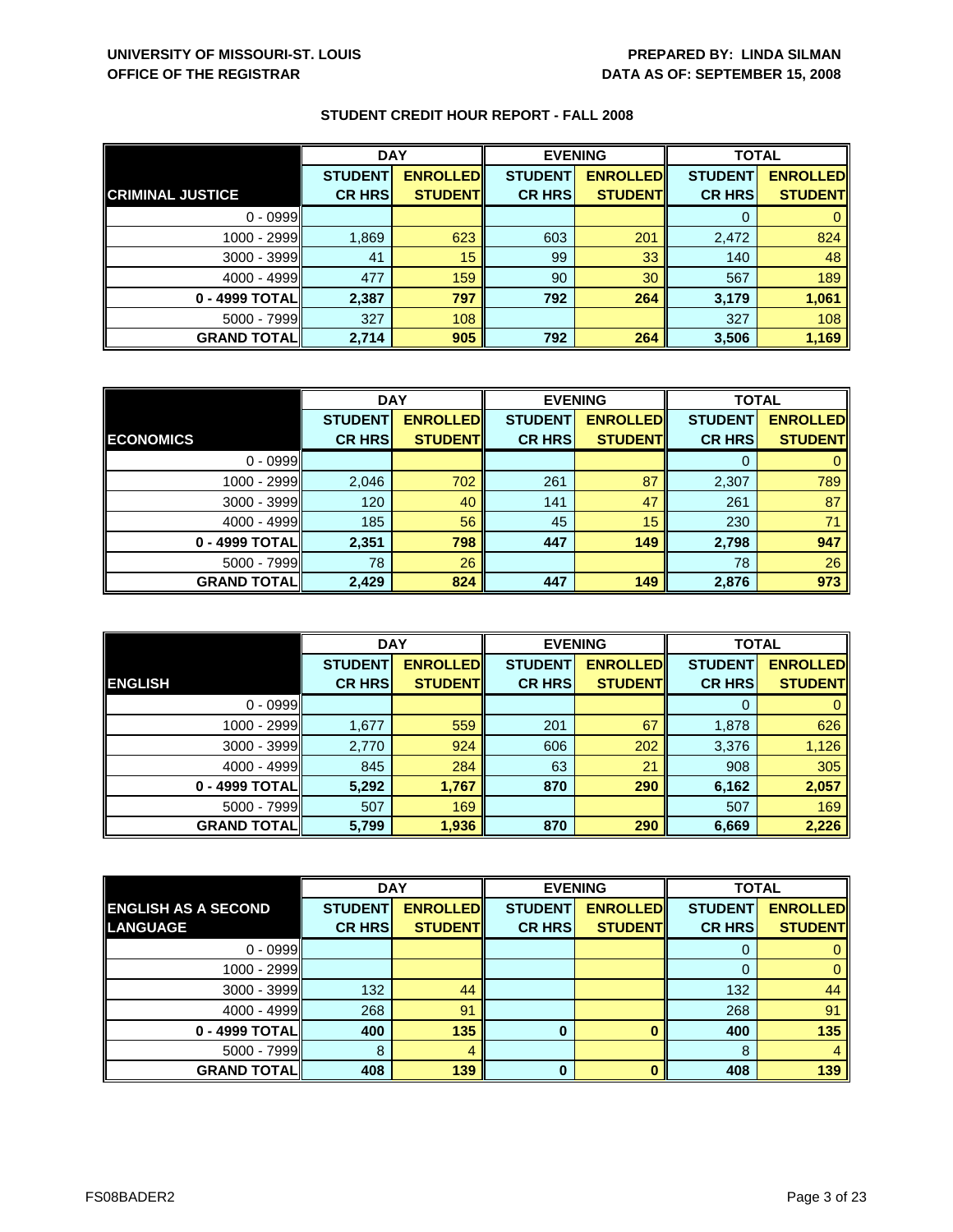**UNIVERSITY OF MISSOURI-ST. LOUIS**
**OFFICE OF THE REGISTRAR**

**PREPARED BY: LINDA SILMAN**
**DATA AS OF: SEPTEMBER 15, 2008**

## STUDENT CREDIT HOUR REPORT - FALL 2008

| | DAY | | EVENING | | TOTAL | |
|---|---|---|---|---|---|---|
| **CRIMINAL JUSTICE** | **STUDENT CR HRS** | **ENROLLED STUDENT** | **STUDENT CR HRS** | **ENROLLED STUDENT** | **STUDENT CR HRS** | **ENROLLED STUDENT** |
| 0 - 0999 | | | | | 0 | 0 |
| 1000 - 2999 | 1,869 | 623 | 603 | 201 | 2,472 | 824 |
| 3000 - 3999 | 41 | 15 | 99 | 33 | 140 | 48 |
| 4000 - 4999 | 477 | 159 | 90 | 30 | 567 | 189 |
| **0 - 4999 TOTAL** | **2,387** | **797** | **792** | **264** | **3,179** | **1,061** |
| 5000 - 7999 | 327 | 108 | | | 327 | 108 |
| **GRAND TOTAL** | **2,714** | **905** | **792** | **264** | **3,506** | **1,169** |

| | DAY | | EVENING | | TOTAL | |
|---|---|---|---|---|---|---|
| **ECONOMICS** | **STUDENT CR HRS** | **ENROLLED STUDENT** | **STUDENT CR HRS** | **ENROLLED STUDENT** | **STUDENT CR HRS** | **ENROLLED STUDENT** |
| 0 - 0999 | | | | | 0 | 0 |
| 1000 - 2999 | 2,046 | 702 | 261 | 87 | 2,307 | 789 |
| 3000 - 3999 | 120 | 40 | 141 | 47 | 261 | 87 |
| 4000 - 4999 | 185 | 56 | 45 | 15 | 230 | 71 |
| **0 - 4999 TOTAL** | **2,351** | **798** | **447** | **149** | **2,798** | **947** |
| 5000 - 7999 | 78 | 26 | | | 78 | 26 |
| **GRAND TOTAL** | **2,429** | **824** | **447** | **149** | **2,876** | **973** |

| | DAY | | EVENING | | TOTAL | |
|---|---|---|---|---|---|---|
| **ENGLISH** | **STUDENT CR HRS** | **ENROLLED STUDENT** | **STUDENT CR HRS** | **ENROLLED STUDENT** | **STUDENT CR HRS** | **ENROLLED STUDENT** |
| 0 - 0999 | | | | | 0 | 0 |
| 1000 - 2999 | 1,677 | 559 | 201 | 67 | 1,878 | 626 |
| 3000 - 3999 | 2,770 | 924 | 606 | 202 | 3,376 | 1,126 |
| 4000 - 4999 | 845 | 284 | 63 | 21 | 908 | 305 |
| **0 - 4999 TOTAL** | **5,292** | **1,767** | **870** | **290** | **6,162** | **2,057** |
| 5000 - 7999 | 507 | 169 | | | 507 | 169 |
| **GRAND TOTAL** | **5,799** | **1,936** | **870** | **290** | **6,669** | **2,226** |

| | DAY | | EVENING | | TOTAL | |
|---|---|---|---|---|---|---|
| **ENGLISH AS A SECOND LANGUAGE** | **STUDENT CR HRS** | **ENROLLED STUDENT** | **STUDENT CR HRS** | **ENROLLED STUDENT** | **STUDENT CR HRS** | **ENROLLED STUDENT** |
| 0 - 0999 | | | | | 0 | 0 |
| 1000 - 2999 | | | | | 0 | 0 |
| 3000 - 3999 | 132 | 44 | | | 132 | 44 |
| 4000 - 4999 | 268 | 91 | | | 268 | 91 |
| **0 - 4999 TOTAL** | **400** | **135** | **0** | **0** | **400** | **135** |
| 5000 - 7999 | 8 | 4 | | | 8 | 4 |
| **GRAND TOTAL** | **408** | **139** | **0** | **0** | **408** | **139** |

FS08BADER2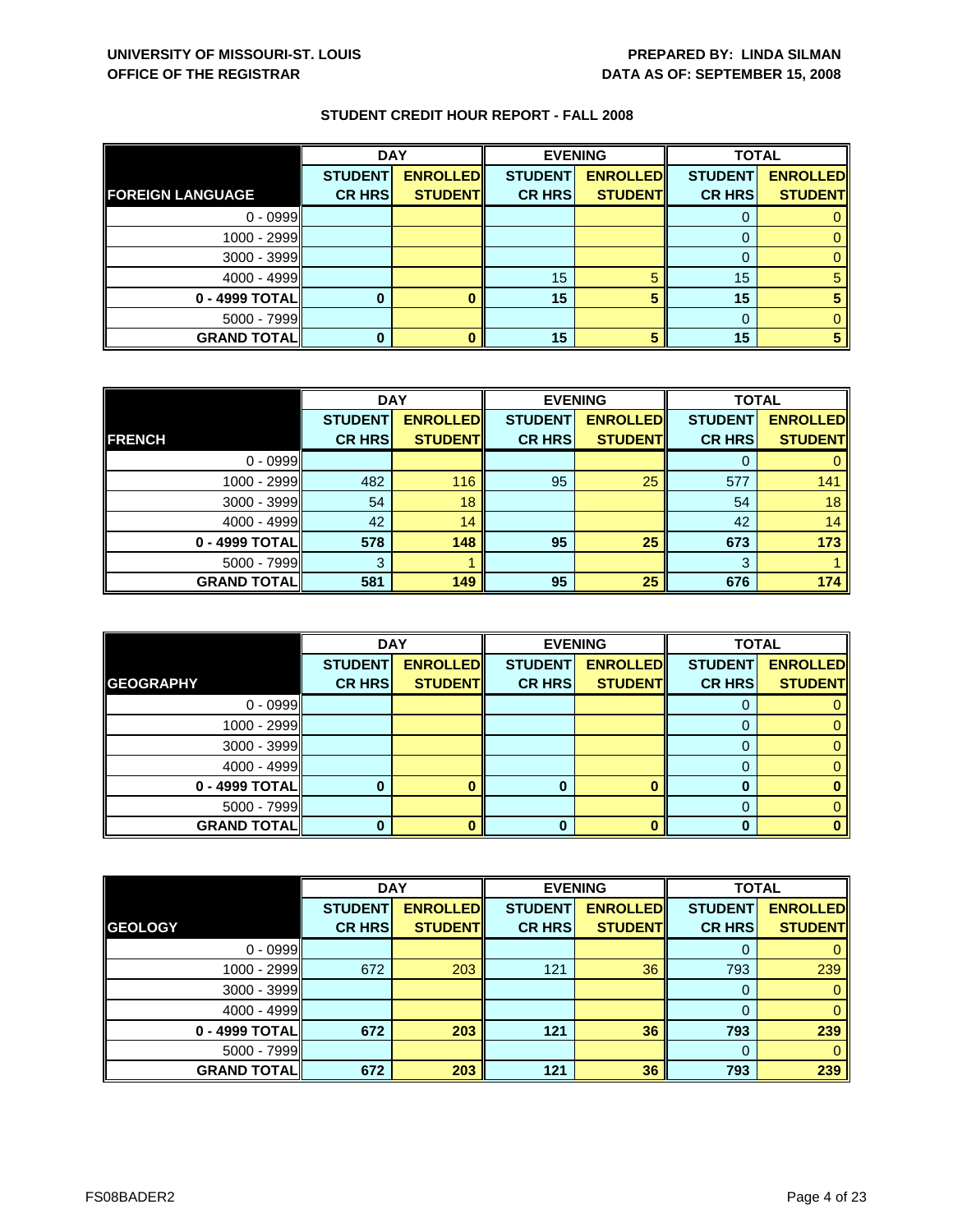**UNIVERSITY OF MISSOURI-ST. LOUIS**
**OFFICE OF THE REGISTRAR**

**PREPARED BY: LINDA SILMAN**
**DATA AS OF: SEPTEMBER 15, 2008**

## STUDENT CREDIT HOUR REPORT - FALL 2008

| | DAY | | EVENING | | TOTAL | |
|---|---|---|---|---|---|---|
| **FOREIGN LANGUAGE** | **STUDENT CR HRS** | **ENROLLED STUDENT** | **STUDENT CR HRS** | **ENROLLED STUDENT** | **STUDENT CR HRS** | **ENROLLED STUDENT** |
| 0 - 0999 | | | | | 0 | 0 |
| 1000 - 2999 | | | | | 0 | 0 |
| 3000 - 3999 | | | | | 0 | 0 |
| 4000 - 4999 | | | 15 | 5 | 15 | 5 |
| **0 - 4999 TOTAL** | **0** | **0** | **15** | **5** | **15** | **5** |
| 5000 - 7999 | | | | | 0 | 0 |
| **GRAND TOTAL** | **0** | **0** | **15** | **5** | **15** | **5** |

| | DAY | | EVENING | | TOTAL | |
|---|---|---|---|---|---|---|
| **FRENCH** | **STUDENT CR HRS** | **ENROLLED STUDENT** | **STUDENT CR HRS** | **ENROLLED STUDENT** | **STUDENT CR HRS** | **ENROLLED STUDENT** |
| 0 - 0999 | | | | | 0 | 0 |
| 1000 - 2999 | 482 | 116 | 95 | 25 | 577 | 141 |
| 3000 - 3999 | 54 | 18 | | | 54 | 18 |
| 4000 - 4999 | 42 | 14 | | | 42 | 14 |
| **0 - 4999 TOTAL** | **578** | **148** | **95** | **25** | **673** | **173** |
| 5000 - 7999 | 3 | 1 | | | 3 | 1 |
| **GRAND TOTAL** | **581** | **149** | **95** | **25** | **676** | **174** |

| | DAY | | EVENING | | TOTAL | |
|---|---|---|---|---|---|---|
| **GEOGRAPHY** | **STUDENT CR HRS** | **ENROLLED STUDENT** | **STUDENT CR HRS** | **ENROLLED STUDENT** | **STUDENT CR HRS** | **ENROLLED STUDENT** |
| 0 - 0999 | | | | | 0 | 0 |
| 1000 - 2999 | | | | | 0 | 0 |
| 3000 - 3999 | | | | | 0 | 0 |
| 4000 - 4999 | | | | | 0 | 0 |
| **0 - 4999 TOTAL** | **0** | **0** | **0** | **0** | **0** | **0** |
| 5000 - 7999 | | | | | 0 | 0 |
| **GRAND TOTAL** | **0** | **0** | **0** | **0** | **0** | **0** |

| | DAY | | EVENING | | TOTAL | |
|---|---|---|---|---|---|---|
| **GEOLOGY** | **STUDENT CR HRS** | **ENROLLED STUDENT** | **STUDENT CR HRS** | **ENROLLED STUDENT** | **STUDENT CR HRS** | **ENROLLED STUDENT** |
| 0 - 0999 | | | | | 0 | 0 |
| 1000 - 2999 | 672 | 203 | 121 | 36 | 793 | 239 |
| 3000 - 3999 | | | | | 0 | 0 |
| 4000 - 4999 | | | | | 0 | 0 |
| **0 - 4999 TOTAL** | **672** | **203** | **121** | **36** | **793** | **239** |
| 5000 - 7999 | | | | | 0 | 0 |
| **GRAND TOTAL** | **672** | **203** | **121** | **36** | **793** | **239** |

FS08BADER2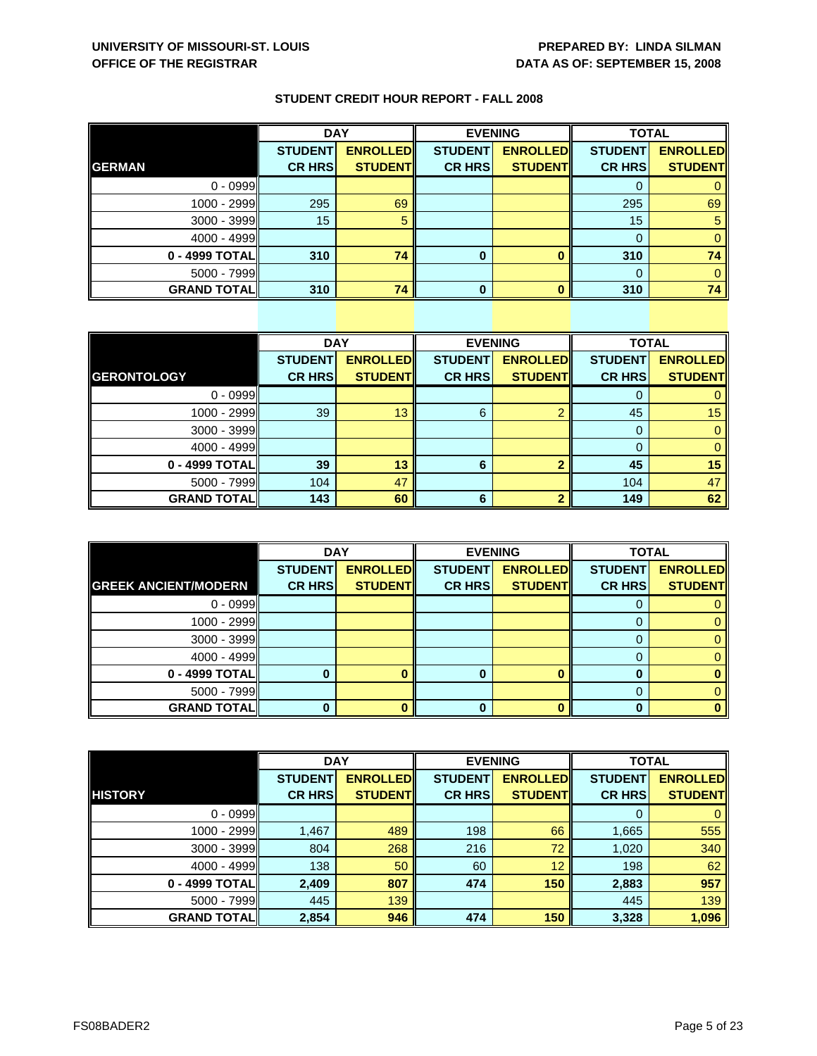UNIVERSITY OF MISSOURI-ST. LOUIS
OFFICE OF THE REGISTRAR

PREPARED BY: LINDA SILMAN
DATA AS OF: SEPTEMBER 15, 2008

## STUDENT CREDIT HOUR REPORT - FALL 2008

| | DAY | | EVENING | | TOTAL | |
|---|---|---|---|---|---|---|
| **GERMAN** | **STUDENT CR HRS** | **ENROLLED STUDENT** | **STUDENT CR HRS** | **ENROLLED STUDENT** | **STUDENT CR HRS** | **ENROLLED STUDENT** |
| 0 - 0999 | | | | | 0 | 0 |
| 1000 - 2999 | 295 | 69 | | | 295 | 69 |
| 3000 - 3999 | 15 | 5 | | | 15 | 5 |
| 4000 - 4999 | | | | | 0 | 0 |
| **0 - 4999 TOTAL** | **310** | **74** | **0** | **0** | **310** | **74** |
| 5000 - 7999 | | | | | 0 | 0 |
| **GRAND TOTAL** | **310** | **74** | **0** | **0** | **310** | **74** |

| | DAY | | EVENING | | TOTAL | |
|---|---|---|---|---|---|---|
| **GERONTOLOGY** | **STUDENT CR HRS** | **ENROLLED STUDENT** | **STUDENT CR HRS** | **ENROLLED STUDENT** | **STUDENT CR HRS** | **ENROLLED STUDENT** |
| 0 - 0999 | | | | | 0 | 0 |
| 1000 - 2999 | 39 | 13 | 6 | 2 | 45 | 15 |
| 3000 - 3999 | | | | | 0 | 0 |
| 4000 - 4999 | | | | | 0 | 0 |
| **0 - 4999 TOTAL** | **39** | **13** | **6** | **2** | **45** | **15** |
| 5000 - 7999 | 104 | 47 | | | 104 | 47 |
| **GRAND TOTAL** | **143** | **60** | **6** | **2** | **149** | **62** |

| | DAY | | EVENING | | TOTAL | |
|---|---|---|---|---|---|---|
| **GREEK ANCIENT/MODERN** | **STUDENT CR HRS** | **ENROLLED STUDENT** | **STUDENT CR HRS** | **ENROLLED STUDENT** | **STUDENT CR HRS** | **ENROLLED STUDENT** |
| 0 - 0999 | | | | | 0 | 0 |
| 1000 - 2999 | | | | | 0 | 0 |
| 3000 - 3999 | | | | | 0 | 0 |
| 4000 - 4999 | | | | | 0 | 0 |
| **0 - 4999 TOTAL** | **0** | **0** | **0** | **0** | **0** | **0** |
| 5000 - 7999 | | | | | 0 | 0 |
| **GRAND TOTAL** | **0** | **0** | **0** | **0** | **0** | **0** |

| | DAY | | EVENING | | TOTAL | |
|---|---|---|---|---|---|---|
| **HISTORY** | **STUDENT CR HRS** | **ENROLLED STUDENT** | **STUDENT CR HRS** | **ENROLLED STUDENT** | **STUDENT CR HRS** | **ENROLLED STUDENT** |
| 0 - 0999 | | | | | 0 | 0 |
| 1000 - 2999 | 1,467 | 489 | 198 | 66 | 1,665 | 555 |
| 3000 - 3999 | 804 | 268 | 216 | 72 | 1,020 | 340 |
| 4000 - 4999 | 138 | 50 | 60 | 12 | 198 | 62 |
| **0 - 4999 TOTAL** | **2,409** | **807** | **474** | **150** | **2,883** | **957** |
| 5000 - 7999 | 445 | 139 | | | 445 | 139 |
| **GRAND TOTAL** | **2,854** | **946** | **474** | **150** | **3,328** | **1,096** |

FS08BADER2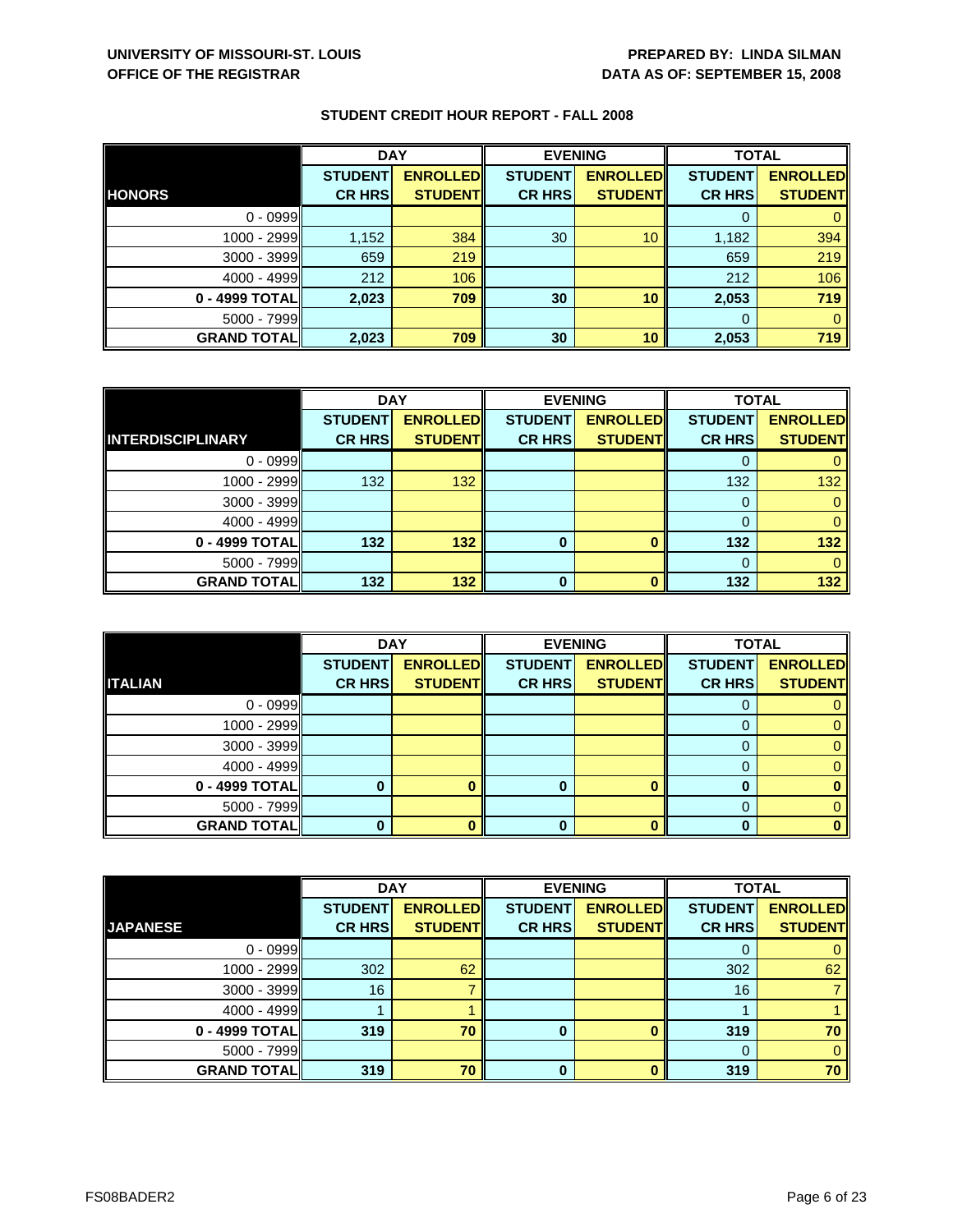**UNIVERSITY OF MISSOURI-ST. LOUIS**
**OFFICE OF THE REGISTRAR**

**PREPARED BY: LINDA SILMAN**
**DATA AS OF: SEPTEMBER 15, 2008**

### STUDENT CREDIT HOUR REPORT - FALL 2008

| | DAY | | EVENING | | TOTAL | |
|---|---|---|---|---|---|---|
| **HONORS** | **STUDENT CR HRS** | **ENROLLED STUDENT** | **STUDENT CR HRS** | **ENROLLED STUDENT** | **STUDENT CR HRS** | **ENROLLED STUDENT** |
| 0 - 0999 | | | | | 0 | 0 |
| 1000 - 2999 | 1,152 | 384 | 30 | 10 | 1,182 | 394 |
| 3000 - 3999 | 659 | 219 | | | 659 | 219 |
| 4000 - 4999 | 212 | 106 | | | 212 | 106 |
| **0 - 4999 TOTAL** | **2,023** | **709** | **30** | **10** | **2,053** | **719** |
| 5000 - 7999 | | | | | 0 | 0 |
| **GRAND TOTAL** | **2,023** | **709** | **30** | **10** | **2,053** | **719** |

| | DAY | | EVENING | | TOTAL | |
|---|---|---|---|---|---|---|
| **INTERDISCIPLINARY** | **STUDENT CR HRS** | **ENROLLED STUDENT** | **STUDENT CR HRS** | **ENROLLED STUDENT** | **STUDENT CR HRS** | **ENROLLED STUDENT** |
| 0 - 0999 | | | | | 0 | 0 |
| 1000 - 2999 | 132 | 132 | | | 132 | 132 |
| 3000 - 3999 | | | | | 0 | 0 |
| 4000 - 4999 | | | | | 0 | 0 |
| **0 - 4999 TOTAL** | **132** | **132** | **0** | **0** | **132** | **132** |
| 5000 - 7999 | | | | | 0 | 0 |
| **GRAND TOTAL** | **132** | **132** | **0** | **0** | **132** | **132** |

| | DAY | | EVENING | | TOTAL | |
|---|---|---|---|---|---|---|
| **ITALIAN** | **STUDENT CR HRS** | **ENROLLED STUDENT** | **STUDENT CR HRS** | **ENROLLED STUDENT** | **STUDENT CR HRS** | **ENROLLED STUDENT** |
| 0 - 0999 | | | | | 0 | 0 |
| 1000 - 2999 | | | | | 0 | 0 |
| 3000 - 3999 | | | | | 0 | 0 |
| 4000 - 4999 | | | | | 0 | 0 |
| **0 - 4999 TOTAL** | **0** | **0** | **0** | **0** | **0** | **0** |
| 5000 - 7999 | | | | | 0 | 0 |
| **GRAND TOTAL** | **0** | **0** | **0** | **0** | **0** | **0** |

| | DAY | | EVENING | | TOTAL | |
|---|---|---|---|---|---|---|
| **JAPANESE** | **STUDENT CR HRS** | **ENROLLED STUDENT** | **STUDENT CR HRS** | **ENROLLED STUDENT** | **STUDENT CR HRS** | **ENROLLED STUDENT** |
| 0 - 0999 | | | | | 0 | 0 |
| 1000 - 2999 | 302 | 62 | | | 302 | 62 |
| 3000 - 3999 | 16 | 7 | | | 16 | 7 |
| 4000 - 4999 | 1 | 1 | | | 1 | 1 |
| **0 - 4999 TOTAL** | **319** | **70** | **0** | **0** | **319** | **70** |
| 5000 - 7999 | | | | | 0 | 0 |
| **GRAND TOTAL** | **319** | **70** | **0** | **0** | **319** | **70** |

FS08BADER2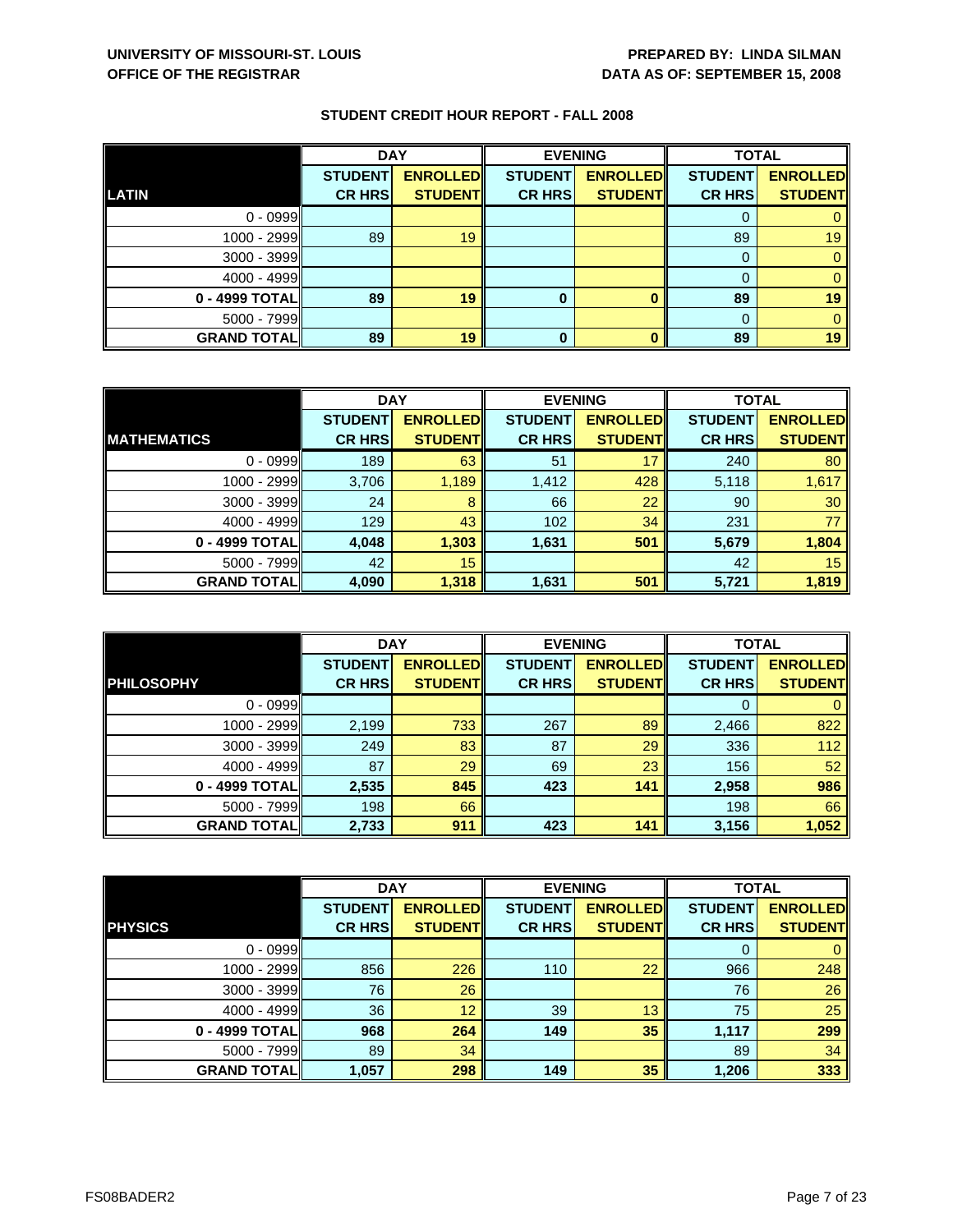**UNIVERSITY OF MISSOURI-ST. LOUIS**
**OFFICE OF THE REGISTRAR**

**PREPARED BY: LINDA SILMAN**
**DATA AS OF: SEPTEMBER 15, 2008**

## STUDENT CREDIT HOUR REPORT - FALL 2008

| | DAY | | EVENING | | TOTAL | |
|---|---|---|---|---|---|---|
| **LATIN** | **STUDENT CR HRS** | **ENROLLED STUDENT** | **STUDENT CR HRS** | **ENROLLED STUDENT** | **STUDENT CR HRS** | **ENROLLED STUDENT** |
| 0 - 0999 | | | | | 0 | 0 |
| 1000 - 2999 | 89 | 19 | | | 89 | 19 |
| 3000 - 3999 | | | | | 0 | 0 |
| 4000 - 4999 | | | | | 0 | 0 |
| **0 - 4999 TOTAL** | **89** | **19** | **0** | **0** | **89** | **19** |
| 5000 - 7999 | | | | | 0 | 0 |
| **GRAND TOTAL** | **89** | **19** | **0** | **0** | **89** | **19** |

| | DAY | | EVENING | | TOTAL | |
|---|---|---|---|---|---|---|
| **MATHEMATICS** | **STUDENT CR HRS** | **ENROLLED STUDENT** | **STUDENT CR HRS** | **ENROLLED STUDENT** | **STUDENT CR HRS** | **ENROLLED STUDENT** |
| 0 - 0999 | 189 | 63 | 51 | 17 | 240 | 80 |
| 1000 - 2999 | 3,706 | 1,189 | 1,412 | 428 | 5,118 | 1,617 |
| 3000 - 3999 | 24 | 8 | 66 | 22 | 90 | 30 |
| 4000 - 4999 | 129 | 43 | 102 | 34 | 231 | 77 |
| **0 - 4999 TOTAL** | **4,048** | **1,303** | **1,631** | **501** | **5,679** | **1,804** |
| 5000 - 7999 | 42 | 15 | | | 42 | 15 |
| **GRAND TOTAL** | **4,090** | **1,318** | **1,631** | **501** | **5,721** | **1,819** |

| | DAY | | EVENING | | TOTAL | |
|---|---|---|---|---|---|---|
| **PHILOSOPHY** | **STUDENT CR HRS** | **ENROLLED STUDENT** | **STUDENT CR HRS** | **ENROLLED STUDENT** | **STUDENT CR HRS** | **ENROLLED STUDENT** |
| 0 - 0999 | | | | | 0 | 0 |
| 1000 - 2999 | 2,199 | 733 | 267 | 89 | 2,466 | 822 |
| 3000 - 3999 | 249 | 83 | 87 | 29 | 336 | 112 |
| 4000 - 4999 | 87 | 29 | 69 | 23 | 156 | 52 |
| **0 - 4999 TOTAL** | **2,535** | **845** | **423** | **141** | **2,958** | **986** |
| 5000 - 7999 | 198 | 66 | | | 198 | 66 |
| **GRAND TOTAL** | **2,733** | **911** | **423** | **141** | **3,156** | **1,052** |

| | DAY | | EVENING | | TOTAL | |
|---|---|---|---|---|---|---|
| **PHYSICS** | **STUDENT CR HRS** | **ENROLLED STUDENT** | **STUDENT CR HRS** | **ENROLLED STUDENT** | **STUDENT CR HRS** | **ENROLLED STUDENT** |
| 0 - 0999 | | | | | 0 | 0 |
| 1000 - 2999 | 856 | 226 | 110 | 22 | 966 | 248 |
| 3000 - 3999 | 76 | 26 | | | 76 | 26 |
| 4000 - 4999 | 36 | 12 | 39 | 13 | 75 | 25 |
| **0 - 4999 TOTAL** | **968** | **264** | **149** | **35** | **1,117** | **299** |
| 5000 - 7999 | 89 | 34 | | | 89 | 34 |
| **GRAND TOTAL** | **1,057** | **298** | **149** | **35** | **1,206** | **333** |

FS08BADER2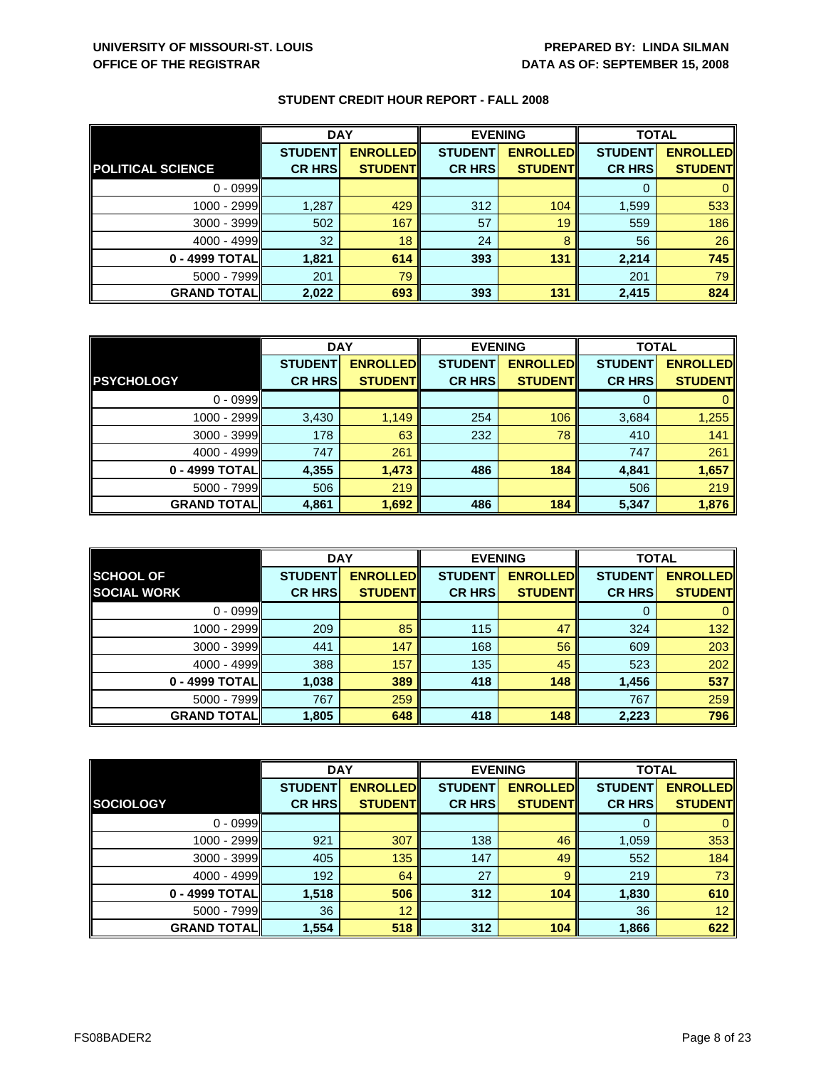UNIVERSITY OF MISSOURI-ST. LOUIS
OFFICE OF THE REGISTRAR

PREPARED BY: LINDA SILMAN
DATA AS OF: SEPTEMBER 15, 2008

## STUDENT CREDIT HOUR REPORT - FALL 2008

| POLITICAL SCIENCE | DAY | | EVENING | | TOTAL | |
|---|---|---|---|---|---|---|
| | STUDENT CR HRS | ENROLLED STUDENT | STUDENT CR HRS | ENROLLED STUDENT | STUDENT CR HRS | ENROLLED STUDENT |
| 0 - 0999 | | | | | 0 | 0 |
| 1000 - 2999 | 1,287 | 429 | 312 | 104 | 1,599 | 533 |
| 3000 - 3999 | 502 | 167 | 57 | 19 | 559 | 186 |
| 4000 - 4999 | 32 | 18 | 24 | 8 | 56 | 26 |
| **0 - 4999 TOTAL** | **1,821** | **614** | **393** | **131** | **2,214** | **745** |
| 5000 - 7999 | 201 | 79 | | | 201 | 79 |
| **GRAND TOTAL** | **2,022** | **693** | **393** | **131** | **2,415** | **824** |

| PSYCHOLOGY | DAY | | EVENING | | TOTAL | |
|---|---|---|---|---|---|---|
| | STUDENT CR HRS | ENROLLED STUDENT | STUDENT CR HRS | ENROLLED STUDENT | STUDENT CR HRS | ENROLLED STUDENT |
| 0 - 0999 | | | | | 0 | 0 |
| 1000 - 2999 | 3,430 | 1,149 | 254 | 106 | 3,684 | 1,255 |
| 3000 - 3999 | 178 | 63 | 232 | 78 | 410 | 141 |
| 4000 - 4999 | 747 | 261 | | | 747 | 261 |
| **0 - 4999 TOTAL** | **4,355** | **1,473** | **486** | **184** | **4,841** | **1,657** |
| 5000 - 7999 | 506 | 219 | | | 506 | 219 |
| **GRAND TOTAL** | **4,861** | **1,692** | **486** | **184** | **5,347** | **1,876** |

| SCHOOL OF SOCIAL WORK | DAY | | EVENING | | TOTAL | |
|---|---|---|---|---|---|---|
| | STUDENT CR HRS | ENROLLED STUDENT | STUDENT CR HRS | ENROLLED STUDENT | STUDENT CR HRS | ENROLLED STUDENT |
| 0 - 0999 | | | | | 0 | 0 |
| 1000 - 2999 | 209 | 85 | 115 | 47 | 324 | 132 |
| 3000 - 3999 | 441 | 147 | 168 | 56 | 609 | 203 |
| 4000 - 4999 | 388 | 157 | 135 | 45 | 523 | 202 |
| **0 - 4999 TOTAL** | **1,038** | **389** | **418** | **148** | **1,456** | **537** |
| 5000 - 7999 | 767 | 259 | | | 767 | 259 |
| **GRAND TOTAL** | **1,805** | **648** | **418** | **148** | **2,223** | **796** |

| SOCIOLOGY | DAY | | EVENING | | TOTAL | |
|---|---|---|---|---|---|---|
| | STUDENT CR HRS | ENROLLED STUDENT | STUDENT CR HRS | ENROLLED STUDENT | STUDENT CR HRS | ENROLLED STUDENT |
| 0 - 0999 | | | | | 0 | 0 |
| 1000 - 2999 | 921 | 307 | 138 | 46 | 1,059 | 353 |
| 3000 - 3999 | 405 | 135 | 147 | 49 | 552 | 184 |
| 4000 - 4999 | 192 | 64 | 27 | 9 | 219 | 73 |
| **0 - 4999 TOTAL** | **1,518** | **506** | **312** | **104** | **1,830** | **610** |
| 5000 - 7999 | 36 | 12 | | | 36 | 12 |
| **GRAND TOTAL** | **1,554** | **518** | **312** | **104** | **1,866** | **622** |

FS08BADER2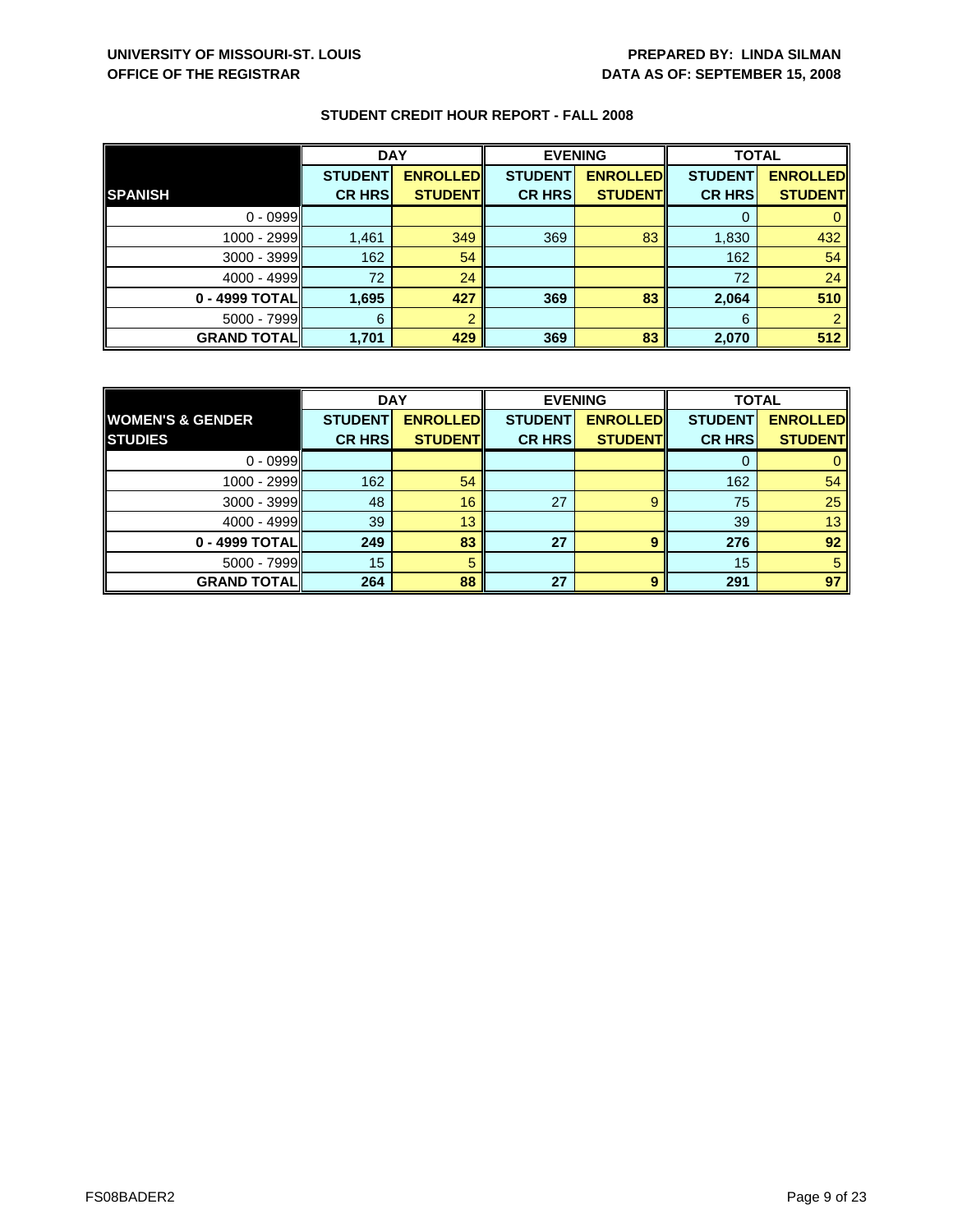**UNIVERSITY OF MISSOURI-ST. LOUIS**
**OFFICE OF THE REGISTRAR**

**PREPARED BY: LINDA SILMAN**
**DATA AS OF: SEPTEMBER 15, 2008**

## STUDENT CREDIT HOUR REPORT - FALL 2008

| | DAY | | EVENING | | TOTAL | |
|---|---|---|---|---|---|---|
| **SPANISH** | **STUDENT CR HRS** | **ENROLLED STUDENT** | **STUDENT CR HRS** | **ENROLLED STUDENT** | **STUDENT CR HRS** | **ENROLLED STUDENT** |
| 0 - 0999 | | | | | 0 | 0 |
| 1000 - 2999 | 1,461 | 349 | 369 | 83 | 1,830 | 432 |
| 3000 - 3999 | 162 | 54 | | | 162 | 54 |
| 4000 - 4999 | 72 | 24 | | | 72 | 24 |
| **0 - 4999 TOTAL** | **1,695** | **427** | **369** | **83** | **2,064** | **510** |
| 5000 - 7999 | 6 | 2 | | | 6 | 2 |
| **GRAND TOTAL** | **1,701** | **429** | **369** | **83** | **2,070** | **512** |

| | DAY | | EVENING | | TOTAL | |
|---|---|---|---|---|---|---|
| **WOMEN'S & GENDER STUDIES** | **STUDENT CR HRS** | **ENROLLED STUDENT** | **STUDENT CR HRS** | **ENROLLED STUDENT** | **STUDENT CR HRS** | **ENROLLED STUDENT** |
| 0 - 0999 | | | | | 0 | 0 |
| 1000 - 2999 | 162 | 54 | | | 162 | 54 |
| 3000 - 3999 | 48 | 16 | 27 | 9 | 75 | 25 |
| 4000 - 4999 | 39 | 13 | | | 39 | 13 |
| **0 - 4999 TOTAL** | **249** | **83** | **27** | **9** | **276** | **92** |
| 5000 - 7999 | 15 | 5 | | | 15 | 5 |
| **GRAND TOTAL** | **264** | **88** | **27** | **9** | **291** | **97** |

FS08BADER2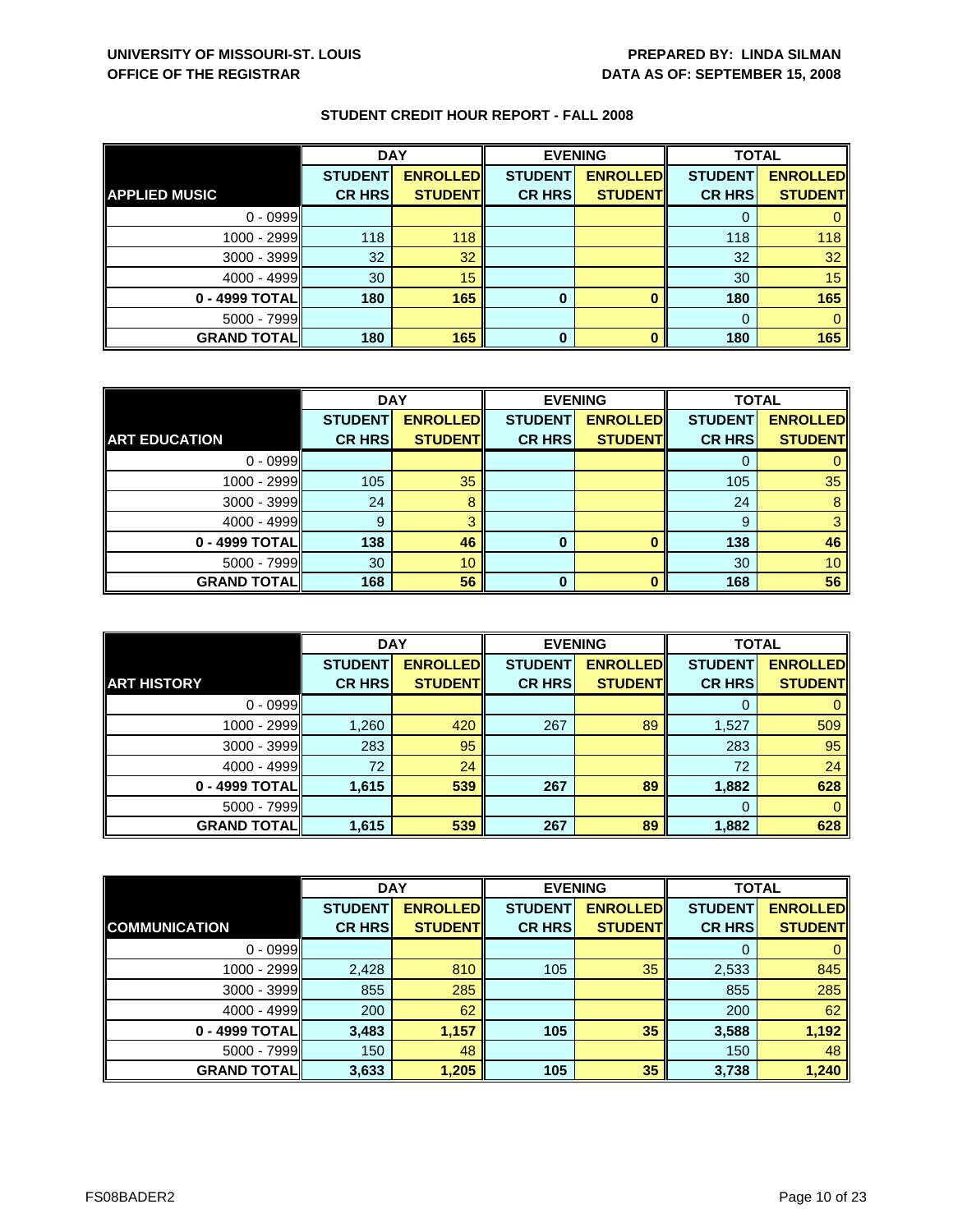**UNIVERSITY OF MISSOURI-ST. LOUIS**
**OFFICE OF THE REGISTRAR**

**PREPARED BY: LINDA SILMAN**
**DATA AS OF: SEPTEMBER 15, 2008**

## STUDENT CREDIT HOUR REPORT - FALL 2008

| | DAY | | EVENING | | TOTAL | |
|---|---|---|---|---|---|---|
| **APPLIED MUSIC** | **STUDENT CR HRS** | **ENROLLED STUDENT** | **STUDENT CR HRS** | **ENROLLED STUDENT** | **STUDENT CR HRS** | **ENROLLED STUDENT** |
| 0 - 0999 | | | | | 0 | 0 |
| 1000 - 2999 | 118 | 118 | | | 118 | 118 |
| 3000 - 3999 | 32 | 32 | | | 32 | 32 |
| 4000 - 4999 | 30 | 15 | | | 30 | 15 |
| **0 - 4999 TOTAL** | **180** | **165** | **0** | **0** | **180** | **165** |
| 5000 - 7999 | | | | | 0 | 0 |
| **GRAND TOTAL** | **180** | **165** | **0** | **0** | **180** | **165** |

| | DAY | | EVENING | | TOTAL | |
|---|---|---|---|---|---|---|
| **ART EDUCATION** | **STUDENT CR HRS** | **ENROLLED STUDENT** | **STUDENT CR HRS** | **ENROLLED STUDENT** | **STUDENT CR HRS** | **ENROLLED STUDENT** |
| 0 - 0999 | | | | | 0 | 0 |
| 1000 - 2999 | 105 | 35 | | | 105 | 35 |
| 3000 - 3999 | 24 | 8 | | | 24 | 8 |
| 4000 - 4999 | 9 | 3 | | | 9 | 3 |
| **0 - 4999 TOTAL** | **138** | **46** | **0** | **0** | **138** | **46** |
| 5000 - 7999 | 30 | 10 | | | 30 | 10 |
| **GRAND TOTAL** | **168** | **56** | **0** | **0** | **168** | **56** |

| | DAY | | EVENING | | TOTAL | |
|---|---|---|---|---|---|---|
| **ART HISTORY** | **STUDENT CR HRS** | **ENROLLED STUDENT** | **STUDENT CR HRS** | **ENROLLED STUDENT** | **STUDENT CR HRS** | **ENROLLED STUDENT** |
| 0 - 0999 | | | | | 0 | 0 |
| 1000 - 2999 | 1,260 | 420 | 267 | 89 | 1,527 | 509 |
| 3000 - 3999 | 283 | 95 | | | 283 | 95 |
| 4000 - 4999 | 72 | 24 | | | 72 | 24 |
| **0 - 4999 TOTAL** | **1,615** | **539** | **267** | **89** | **1,882** | **628** |
| 5000 - 7999 | | | | | 0 | 0 |
| **GRAND TOTAL** | **1,615** | **539** | **267** | **89** | **1,882** | **628** |

| | DAY | | EVENING | | TOTAL | |
|---|---|---|---|---|---|---|
| **COMMUNICATION** | **STUDENT CR HRS** | **ENROLLED STUDENT** | **STUDENT CR HRS** | **ENROLLED STUDENT** | **STUDENT CR HRS** | **ENROLLED STUDENT** |
| 0 - 0999 | | | | | 0 | 0 |
| 1000 - 2999 | 2,428 | 810 | 105 | 35 | 2,533 | 845 |
| 3000 - 3999 | 855 | 285 | | | 855 | 285 |
| 4000 - 4999 | 200 | 62 | | | 200 | 62 |
| **0 - 4999 TOTAL** | **3,483** | **1,157** | **105** | **35** | **3,588** | **1,192** |
| 5000 - 7999 | 150 | 48 | | | 150 | 48 |
| **GRAND TOTAL** | **3,633** | **1,205** | **105** | **35** | **3,738** | **1,240** |

FS08BADER2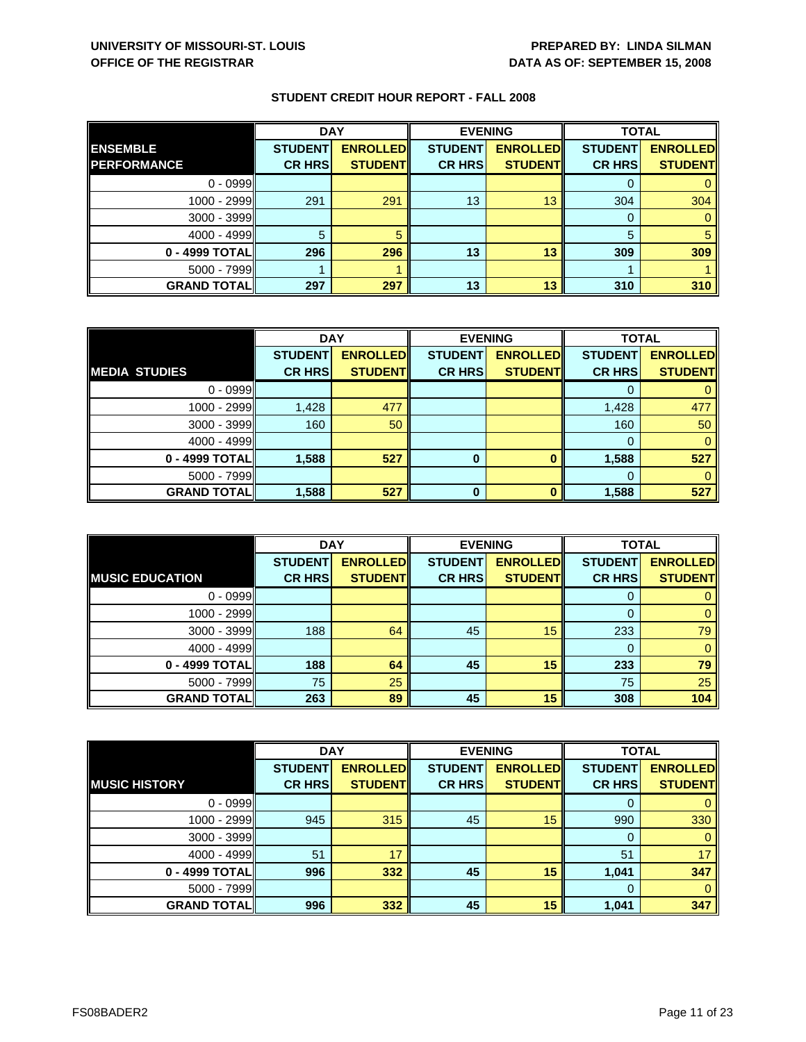**UNIVERSITY OF MISSOURI-ST. LOUIS**
**OFFICE OF THE REGISTRAR**

**PREPARED BY: LINDA SILMAN**
**DATA AS OF: SEPTEMBER 15, 2008**

## STUDENT CREDIT HOUR REPORT - FALL 2008

| | DAY | | EVENING | | TOTAL | |
|---|---|---|---|---|---|---|
| **ENSEMBLE PERFORMANCE** | **STUDENT CR HRS** | **ENROLLED STUDENT** | **STUDENT CR HRS** | **ENROLLED STUDENT** | **STUDENT CR HRS** | **ENROLLED STUDENT** |
| 0 - 0999 | | | | | 0 | 0 |
| 1000 - 2999 | 291 | 291 | 13 | 13 | 304 | 304 |
| 3000 - 3999 | | | | | 0 | 0 |
| 4000 - 4999 | 5 | 5 | | | 5 | 5 |
| **0 - 4999 TOTAL** | **296** | **296** | **13** | **13** | **309** | **309** |
| 5000 - 7999 | 1 | 1 | | | 1 | 1 |
| **GRAND TOTAL** | **297** | **297** | **13** | **13** | **310** | **310** |

| | DAY | | EVENING | | TOTAL | |
|---|---|---|---|---|---|---|
| **MEDIA STUDIES** | **STUDENT CR HRS** | **ENROLLED STUDENT** | **STUDENT CR HRS** | **ENROLLED STUDENT** | **STUDENT CR HRS** | **ENROLLED STUDENT** |
| 0 - 0999 | | | | | 0 | 0 |
| 1000 - 2999 | 1,428 | 477 | | | 1,428 | 477 |
| 3000 - 3999 | 160 | 50 | | | 160 | 50 |
| 4000 - 4999 | | | | | 0 | 0 |
| **0 - 4999 TOTAL** | **1,588** | **527** | **0** | **0** | **1,588** | **527** |
| 5000 - 7999 | | | | | 0 | 0 |
| **GRAND TOTAL** | **1,588** | **527** | **0** | **0** | **1,588** | **527** |

| | DAY | | EVENING | | TOTAL | |
|---|---|---|---|---|---|---|
| **MUSIC EDUCATION** | **STUDENT CR HRS** | **ENROLLED STUDENT** | **STUDENT CR HRS** | **ENROLLED STUDENT** | **STUDENT CR HRS** | **ENROLLED STUDENT** |
| 0 - 0999 | | | | | 0 | 0 |
| 1000 - 2999 | | | | | 0 | 0 |
| 3000 - 3999 | 188 | 64 | 45 | 15 | 233 | 79 |
| 4000 - 4999 | | | | | 0 | 0 |
| **0 - 4999 TOTAL** | **188** | **64** | **45** | **15** | **233** | **79** |
| 5000 - 7999 | 75 | 25 | | | 75 | 25 |
| **GRAND TOTAL** | **263** | **89** | **45** | **15** | **308** | **104** |

| | DAY | | EVENING | | TOTAL | |
|---|---|---|---|---|---|---|
| **MUSIC HISTORY** | **STUDENT CR HRS** | **ENROLLED STUDENT** | **STUDENT CR HRS** | **ENROLLED STUDENT** | **STUDENT CR HRS** | **ENROLLED STUDENT** |
| 0 - 0999 | | | | | 0 | 0 |
| 1000 - 2999 | 945 | 315 | 45 | 15 | 990 | 330 |
| 3000 - 3999 | | | | | 0 | 0 |
| 4000 - 4999 | 51 | 17 | | | 51 | 17 |
| **0 - 4999 TOTAL** | **996** | **332** | **45** | **15** | **1,041** | **347** |
| 5000 - 7999 | | | | | 0 | 0 |
| **GRAND TOTAL** | **996** | **332** | **45** | **15** | **1,041** | **347** |

FS08BADER2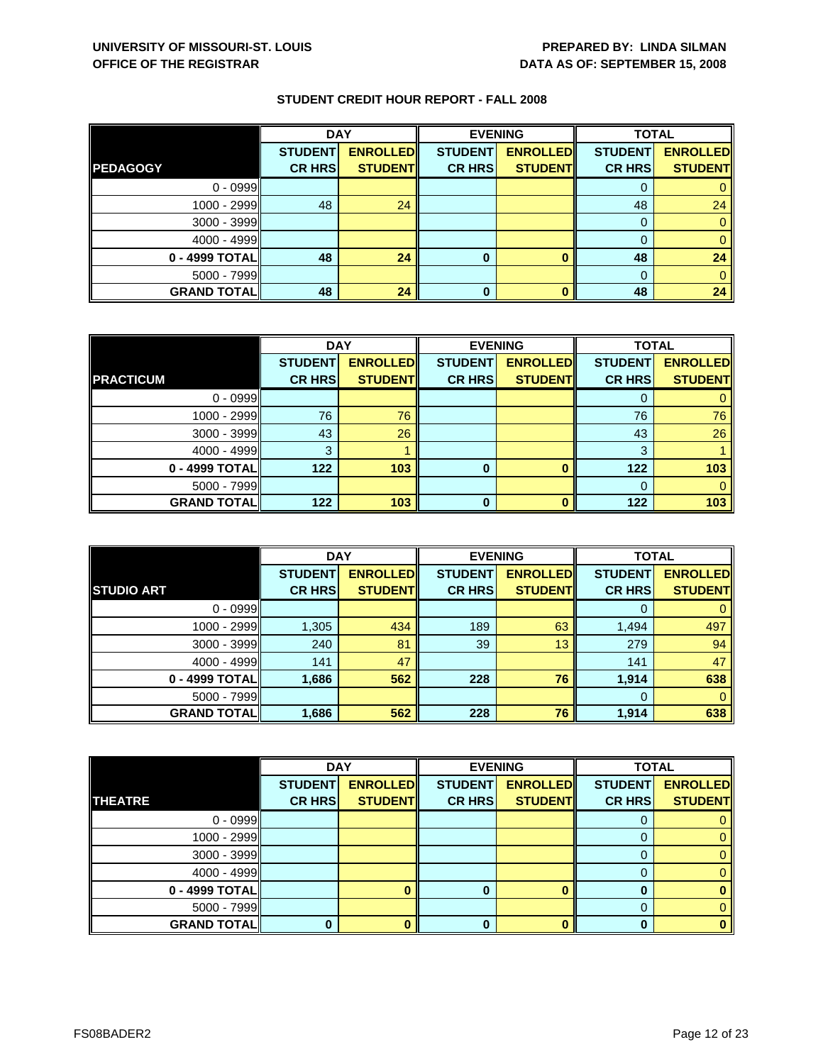**UNIVERSITY OF MISSOURI-ST. LOUIS**
**OFFICE OF THE REGISTRAR**

**PREPARED BY: LINDA SILMAN**
**DATA AS OF: SEPTEMBER 15, 2008**

**STUDENT CREDIT HOUR REPORT - FALL 2008**

| | DAY | | EVENING | | TOTAL | |
|---|---|---|---|---|---|---|
| **PEDAGOGY** | **STUDENT CR HRS** | **ENROLLED STUDENT** | **STUDENT CR HRS** | **ENROLLED STUDENT** | **STUDENT CR HRS** | **ENROLLED STUDENT** |
| 0 - 0999 | | | | | 0 | 0 |
| 1000 - 2999 | 48 | 24 | | | 48 | 24 |
| 3000 - 3999 | | | | | 0 | 0 |
| 4000 - 4999 | | | | | 0 | 0 |
| **0 - 4999 TOTAL** | **48** | **24** | **0** | **0** | **48** | **24** |
| 5000 - 7999 | | | | | 0 | 0 |
| **GRAND TOTAL** | **48** | **24** | **0** | **0** | **48** | **24** |

| | DAY | | EVENING | | TOTAL | |
|---|---|---|---|---|---|---|
| **PRACTICUM** | **STUDENT CR HRS** | **ENROLLED STUDENT** | **STUDENT CR HRS** | **ENROLLED STUDENT** | **STUDENT CR HRS** | **ENROLLED STUDENT** |
| 0 - 0999 | | | | | 0 | 0 |
| 1000 - 2999 | 76 | 76 | | | 76 | 76 |
| 3000 - 3999 | 43 | 26 | | | 43 | 26 |
| 4000 - 4999 | 3 | 1 | | | 3 | 1 |
| **0 - 4999 TOTAL** | **122** | **103** | **0** | **0** | **122** | **103** |
| 5000 - 7999 | | | | | 0 | 0 |
| **GRAND TOTAL** | **122** | **103** | **0** | **0** | **122** | **103** |

| | DAY | | EVENING | | TOTAL | |
|---|---|---|---|---|---|---|
| **STUDIO ART** | **STUDENT CR HRS** | **ENROLLED STUDENT** | **STUDENT CR HRS** | **ENROLLED STUDENT** | **STUDENT CR HRS** | **ENROLLED STUDENT** |
| 0 - 0999 | | | | | 0 | 0 |
| 1000 - 2999 | 1,305 | 434 | 189 | 63 | 1,494 | 497 |
| 3000 - 3999 | 240 | 81 | 39 | 13 | 279 | 94 |
| 4000 - 4999 | 141 | 47 | | | 141 | 47 |
| **0 - 4999 TOTAL** | **1,686** | **562** | **228** | **76** | **1,914** | **638** |
| 5000 - 7999 | | | | | 0 | 0 |
| **GRAND TOTAL** | **1,686** | **562** | **228** | **76** | **1,914** | **638** |

| | DAY | | EVENING | | TOTAL | |
|---|---|---|---|---|---|---|
| **THEATRE** | **STUDENT CR HRS** | **ENROLLED STUDENT** | **STUDENT CR HRS** | **ENROLLED STUDENT** | **STUDENT CR HRS** | **ENROLLED STUDENT** |
| 0 - 0999 | | | | | 0 | 0 |
| 1000 - 2999 | | | | | 0 | 0 |
| 3000 - 3999 | | | | | 0 | 0 |
| 4000 - 4999 | | | | | 0 | 0 |
| **0 - 4999 TOTAL** | | **0** | **0** | **0** | **0** | **0** |
| 5000 - 7999 | | | | | 0 | 0 |
| **GRAND TOTAL** | **0** | **0** | **0** | **0** | **0** | **0** |

FS08BADER2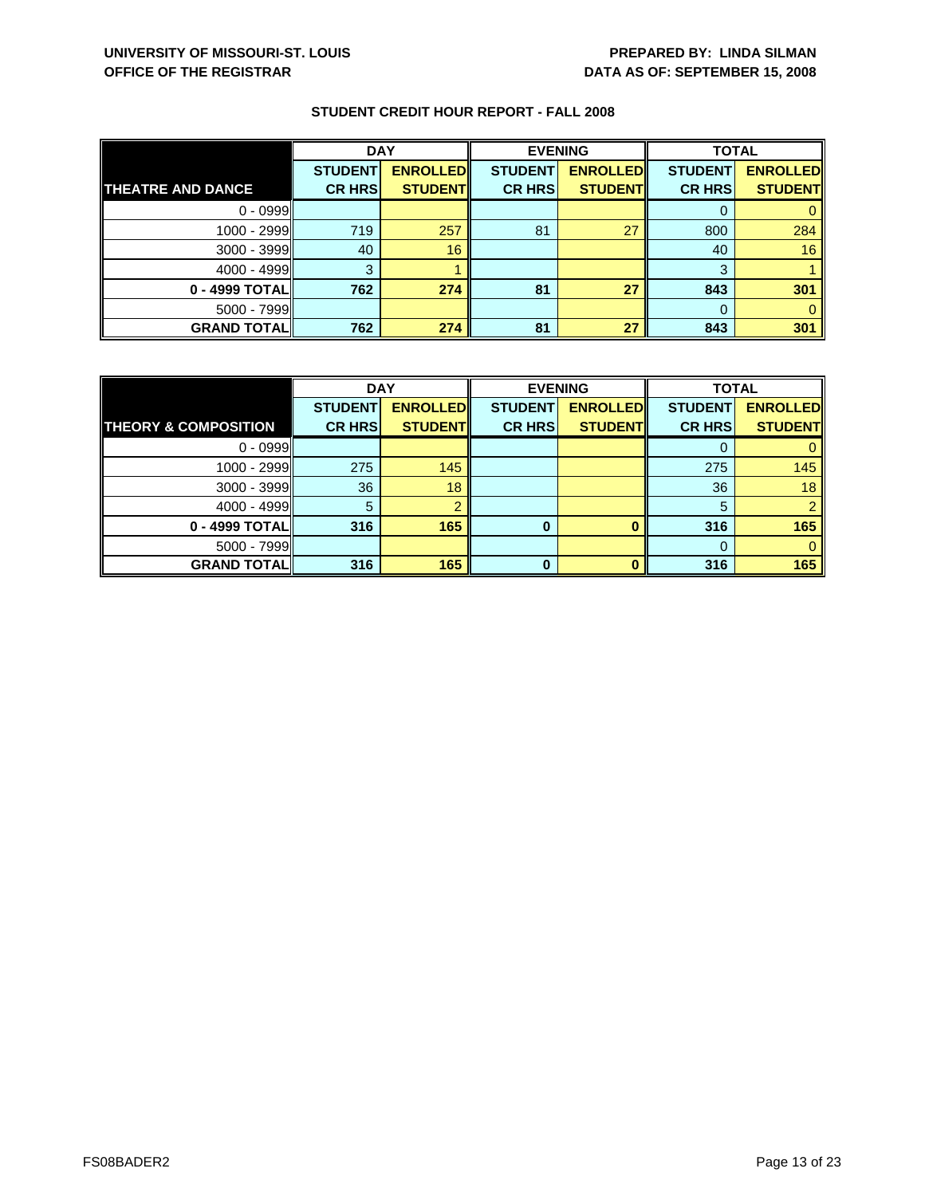**UNIVERSITY OF MISSOURI-ST. LOUIS**
**OFFICE OF THE REGISTRAR**

**PREPARED BY: LINDA SILMAN**
**DATA AS OF: SEPTEMBER 15, 2008**

## STUDENT CREDIT HOUR REPORT - FALL 2008

| | DAY | | EVENING | | TOTAL | |
|---|---|---|---|---|---|---|
| **THEATRE AND DANCE** | **STUDENT CR HRS** | **ENROLLED STUDENT** | **STUDENT CR HRS** | **ENROLLED STUDENT** | **STUDENT CR HRS** | **ENROLLED STUDENT** |
| 0 - 0999 | | | | | 0 | 0 |
| 1000 - 2999 | 719 | 257 | 81 | 27 | 800 | 284 |
| 3000 - 3999 | 40 | 16 | | | 40 | 16 |
| 4000 - 4999 | 3 | 1 | | | 3 | 1 |
| **0 - 4999 TOTAL** | **762** | **274** | **81** | **27** | **843** | **301** |
| 5000 - 7999 | | | | | 0 | 0 |
| **GRAND TOTAL** | **762** | **274** | **81** | **27** | **843** | **301** |

| | DAY | | EVENING | | TOTAL | |
|---|---|---|---|---|---|---|
| **THEORY & COMPOSITION** | **STUDENT CR HRS** | **ENROLLED STUDENT** | **STUDENT CR HRS** | **ENROLLED STUDENT** | **STUDENT CR HRS** | **ENROLLED STUDENT** |
| 0 - 0999 | | | | | 0 | 0 |
| 1000 - 2999 | 275 | 145 | | | 275 | 145 |
| 3000 - 3999 | 36 | 18 | | | 36 | 18 |
| 4000 - 4999 | 5 | 2 | | | 5 | 2 |
| **0 - 4999 TOTAL** | **316** | **165** | **0** | **0** | **316** | **165** |
| 5000 - 7999 | | | | | 0 | 0 |
| **GRAND TOTAL** | **316** | **165** | **0** | **0** | **316** | **165** |

FS08BADER2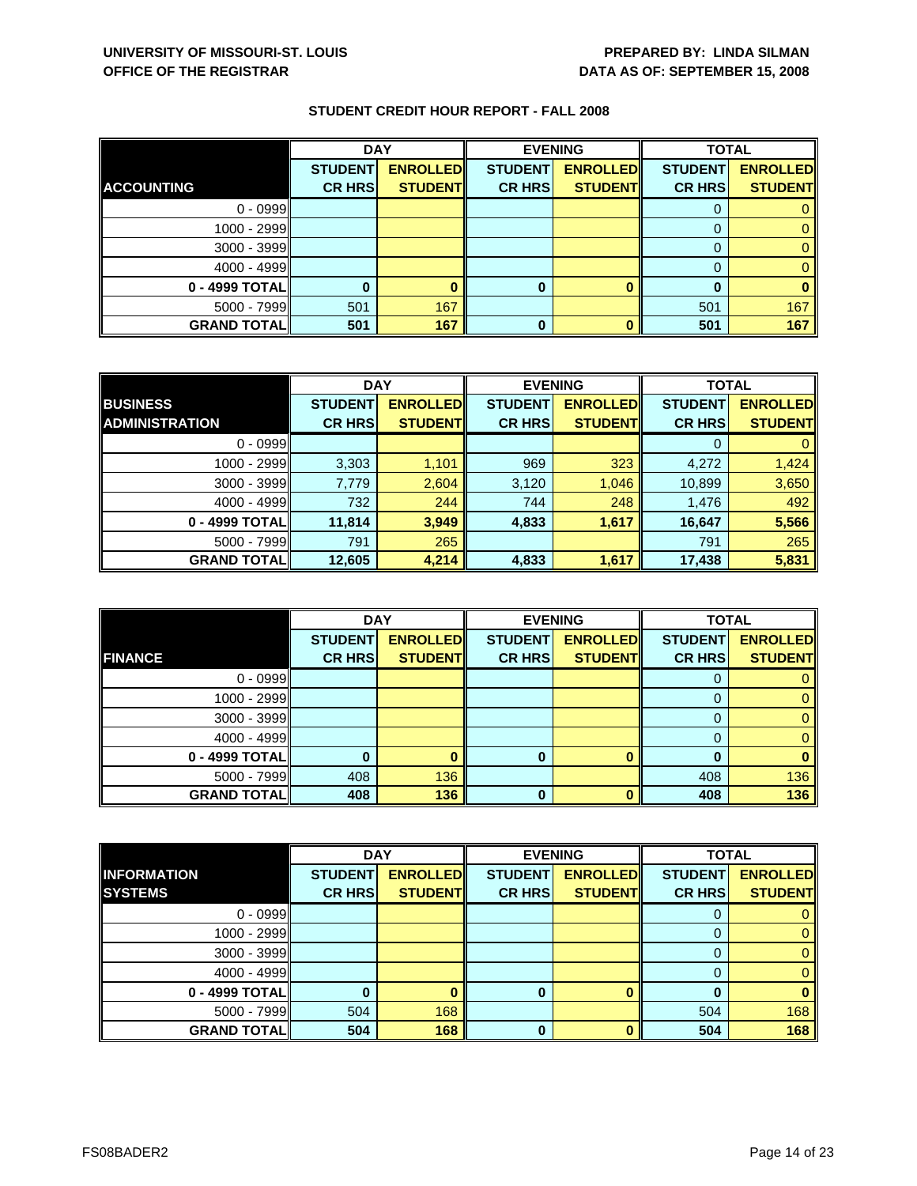**UNIVERSITY OF MISSOURI-ST. LOUIS**
**OFFICE OF THE REGISTRAR**

**PREPARED BY: LINDA SILMAN**
**DATA AS OF: SEPTEMBER 15, 2008**

## STUDENT CREDIT HOUR REPORT - FALL 2008

| | DAY | | EVENING | | TOTAL | |
|---|---|---|---|---|---|---|
| **ACCOUNTING** | **STUDENT CR HRS** | **ENROLLED STUDENT** | **STUDENT CR HRS** | **ENROLLED STUDENT** | **STUDENT CR HRS** | **ENROLLED STUDENT** |
| 0 - 0999 | | | | | 0 | 0 |
| 1000 - 2999 | | | | | 0 | 0 |
| 3000 - 3999 | | | | | 0 | 0 |
| 4000 - 4999 | | | | | 0 | 0 |
| **0 - 4999 TOTAL** | **0** | **0** | **0** | **0** | **0** | **0** |
| 5000 - 7999 | 501 | 167 | | | 501 | 167 |
| **GRAND TOTAL** | **501** | **167** | **0** | **0** | **501** | **167** |

| | DAY | | EVENING | | TOTAL | |
|---|---|---|---|---|---|---|
| **BUSINESS ADMINISTRATION** | **STUDENT CR HRS** | **ENROLLED STUDENT** | **STUDENT CR HRS** | **ENROLLED STUDENT** | **STUDENT CR HRS** | **ENROLLED STUDENT** |
| 0 - 0999 | | | | | 0 | 0 |
| 1000 - 2999 | 3,303 | 1,101 | 969 | 323 | 4,272 | 1,424 |
| 3000 - 3999 | 7,779 | 2,604 | 3,120 | 1,046 | 10,899 | 3,650 |
| 4000 - 4999 | 732 | 244 | 744 | 248 | 1,476 | 492 |
| **0 - 4999 TOTAL** | **11,814** | **3,949** | **4,833** | **1,617** | **16,647** | **5,566** |
| 5000 - 7999 | 791 | 265 | | | 791 | 265 |
| **GRAND TOTAL** | **12,605** | **4,214** | **4,833** | **1,617** | **17,438** | **5,831** |

| | DAY | | EVENING | | TOTAL | |
|---|---|---|---|---|---|---|
| **FINANCE** | **STUDENT CR HRS** | **ENROLLED STUDENT** | **STUDENT CR HRS** | **ENROLLED STUDENT** | **STUDENT CR HRS** | **ENROLLED STUDENT** |
| 0 - 0999 | | | | | 0 | 0 |
| 1000 - 2999 | | | | | 0 | 0 |
| 3000 - 3999 | | | | | 0 | 0 |
| 4000 - 4999 | | | | | 0 | 0 |
| **0 - 4999 TOTAL** | **0** | **0** | **0** | **0** | **0** | **0** |
| 5000 - 7999 | 408 | 136 | | | 408 | 136 |
| **GRAND TOTAL** | **408** | **136** | **0** | **0** | **408** | **136** |

| | DAY | | EVENING | | TOTAL | |
|---|---|---|---|---|---|---|
| **INFORMATION SYSTEMS** | **STUDENT CR HRS** | **ENROLLED STUDENT** | **STUDENT CR HRS** | **ENROLLED STUDENT** | **STUDENT CR HRS** | **ENROLLED STUDENT** |
| 0 - 0999 | | | | | 0 | 0 |
| 1000 - 2999 | | | | | 0 | 0 |
| 3000 - 3999 | | | | | 0 | 0 |
| 4000 - 4999 | | | | | 0 | 0 |
| **0 - 4999 TOTAL** | **0** | **0** | **0** | **0** | **0** | **0** |
| 5000 - 7999 | 504 | 168 | | | 504 | 168 |
| **GRAND TOTAL** | **504** | **168** | **0** | **0** | **504** | **168** |

FS08BADER2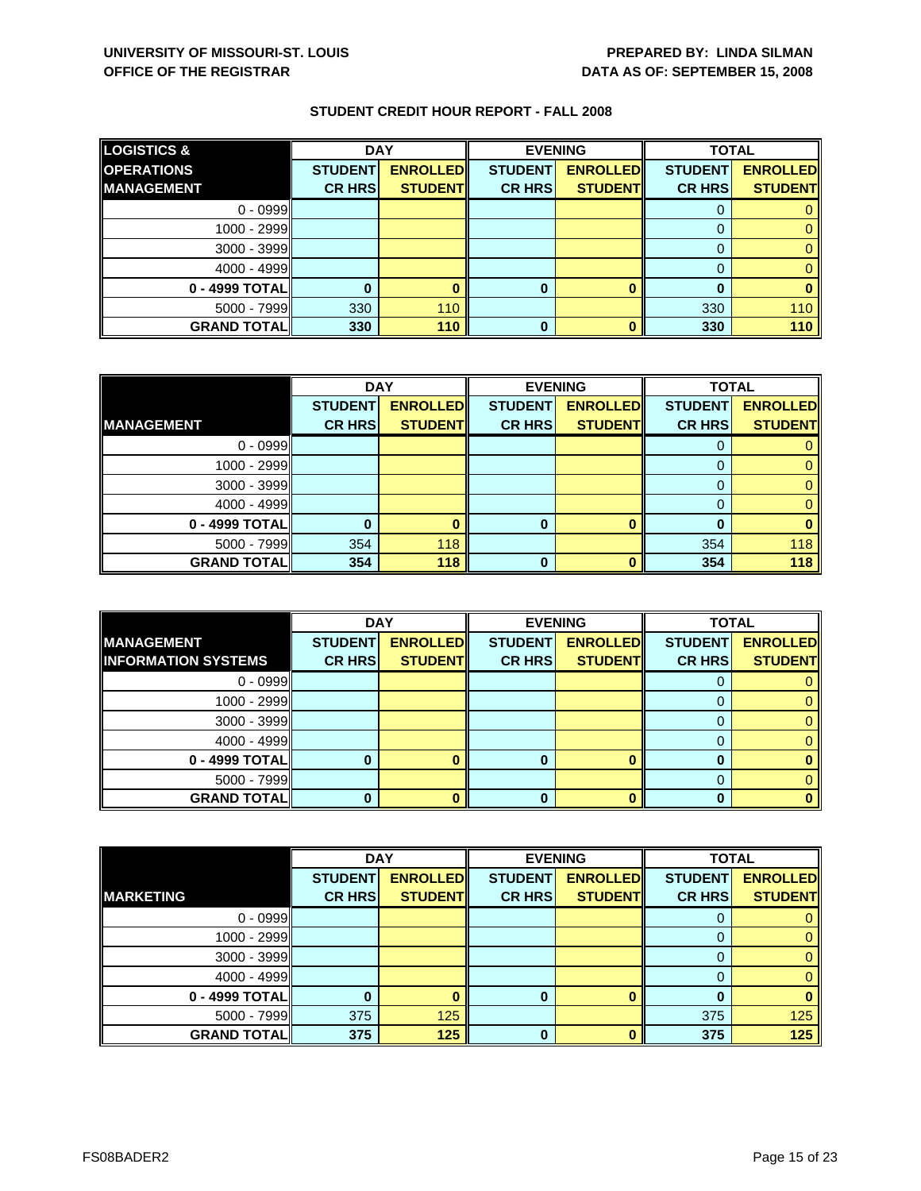UNIVERSITY OF MISSOURI-ST. LOUIS
OFFICE OF THE REGISTRAR

PREPARED BY: LINDA SILMAN
DATA AS OF: SEPTEMBER 15, 2008

## STUDENT CREDIT HOUR REPORT - FALL 2008

| LOGISTICS & OPERATIONS MANAGEMENT | DAY | | EVENING | | TOTAL | |
|---|---|---|---|---|---|---|
| | STUDENT CR HRS | ENROLLED STUDENT | STUDENT CR HRS | ENROLLED STUDENT | STUDENT CR HRS | ENROLLED STUDENT |
| 0 - 0999 | | | | | 0 | 0 |
| 1000 - 2999 | | | | | 0 | 0 |
| 3000 - 3999 | | | | | 0 | 0 |
| 4000 - 4999 | | | | | 0 | 0 |
| **0 - 4999 TOTAL** | **0** | **0** | **0** | **0** | **0** | **0** |
| 5000 - 7999 | 330 | 110 | | | 330 | 110 |
| **GRAND TOTAL** | **330** | **110** | **0** | **0** | **330** | **110** |

| MANAGEMENT | DAY | | EVENING | | TOTAL | |
|---|---|---|---|---|---|---|
| | STUDENT CR HRS | ENROLLED STUDENT | STUDENT CR HRS | ENROLLED STUDENT | STUDENT CR HRS | ENROLLED STUDENT |
| 0 - 0999 | | | | | 0 | 0 |
| 1000 - 2999 | | | | | 0 | 0 |
| 3000 - 3999 | | | | | 0 | 0 |
| 4000 - 4999 | | | | | 0 | 0 |
| **0 - 4999 TOTAL** | **0** | **0** | **0** | **0** | **0** | **0** |
| 5000 - 7999 | 354 | 118 | | | 354 | 118 |
| **GRAND TOTAL** | **354** | **118** | **0** | **0** | **354** | **118** |

| MANAGEMENT INFORMATION SYSTEMS | DAY | | EVENING | | TOTAL | |
|---|---|---|---|---|---|---|
| | STUDENT CR HRS | ENROLLED STUDENT | STUDENT CR HRS | ENROLLED STUDENT | STUDENT CR HRS | ENROLLED STUDENT |
| 0 - 0999 | | | | | 0 | 0 |
| 1000 - 2999 | | | | | 0 | 0 |
| 3000 - 3999 | | | | | 0 | 0 |
| 4000 - 4999 | | | | | 0 | 0 |
| **0 - 4999 TOTAL** | **0** | **0** | **0** | **0** | **0** | **0** |
| 5000 - 7999 | | | | | 0 | 0 |
| **GRAND TOTAL** | **0** | **0** | **0** | **0** | **0** | **0** |

| MARKETING | DAY | | EVENING | | TOTAL | |
|---|---|---|---|---|---|---|
| | STUDENT CR HRS | ENROLLED STUDENT | STUDENT CR HRS | ENROLLED STUDENT | STUDENT CR HRS | ENROLLED STUDENT |
| 0 - 0999 | | | | | 0 | 0 |
| 1000 - 2999 | | | | | 0 | 0 |
| 3000 - 3999 | | | | | 0 | 0 |
| 4000 - 4999 | | | | | 0 | 0 |
| **0 - 4999 TOTAL** | **0** | **0** | **0** | **0** | **0** | **0** |
| 5000 - 7999 | 375 | 125 | | | 375 | 125 |
| **GRAND TOTAL** | **375** | **125** | **0** | **0** | **375** | **125** |

FS08BADER2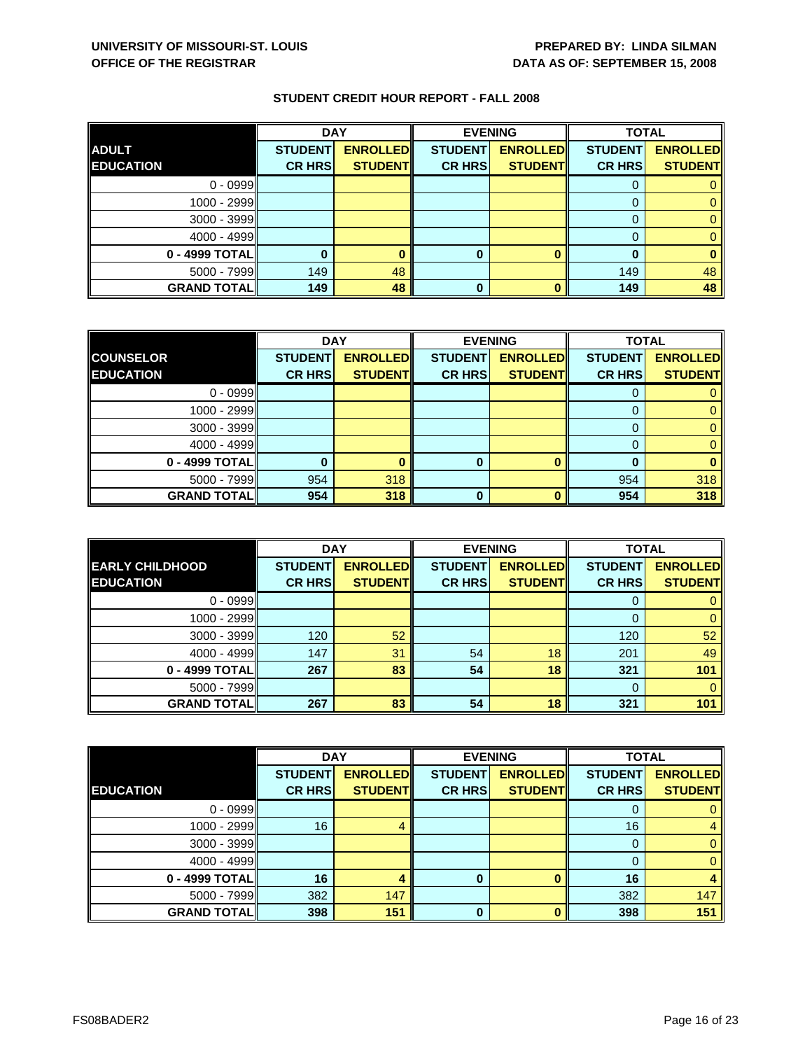**UNIVERSITY OF MISSOURI-ST. LOUIS**
**OFFICE OF THE REGISTRAR**

**PREPARED BY: LINDA SILMAN**
**DATA AS OF: SEPTEMBER 15, 2008**

## STUDENT CREDIT HOUR REPORT - FALL 2008

| ADULT EDUCATION | DAY | | EVENING | | TOTAL | |
|---|---|---|---|---|---|---|
| | STUDENT CR HRS | ENROLLED STUDENT | STUDENT CR HRS | ENROLLED STUDENT | STUDENT CR HRS | ENROLLED STUDENT |
| 0 - 0999 | | | | | 0 | 0 |
| 1000 - 2999 | | | | | 0 | 0 |
| 3000 - 3999 | | | | | 0 | 0 |
| 4000 - 4999 | | | | | 0 | 0 |
| **0 - 4999 TOTAL** | **0** | **0** | **0** | **0** | **0** | **0** |
| 5000 - 7999 | 149 | 48 | | | 149 | 48 |
| **GRAND TOTAL** | **149** | **48** | **0** | **0** | **149** | **48** |

| COUNSELOR EDUCATION | DAY | | EVENING | | TOTAL | |
|---|---|---|---|---|---|---|
| | STUDENT CR HRS | ENROLLED STUDENT | STUDENT CR HRS | ENROLLED STUDENT | STUDENT CR HRS | ENROLLED STUDENT |
| 0 - 0999 | | | | | 0 | 0 |
| 1000 - 2999 | | | | | 0 | 0 |
| 3000 - 3999 | | | | | 0 | 0 |
| 4000 - 4999 | | | | | 0 | 0 |
| **0 - 4999 TOTAL** | **0** | **0** | **0** | **0** | **0** | **0** |
| 5000 - 7999 | 954 | 318 | | | 954 | 318 |
| **GRAND TOTAL** | **954** | **318** | **0** | **0** | **954** | **318** |

| EARLY CHILDHOOD EDUCATION | DAY | | EVENING | | TOTAL | |
|---|---|---|---|---|---|---|
| | STUDENT CR HRS | ENROLLED STUDENT | STUDENT CR HRS | ENROLLED STUDENT | STUDENT CR HRS | ENROLLED STUDENT |
| 0 - 0999 | | | | | 0 | 0 |
| 1000 - 2999 | | | | | 0 | 0 |
| 3000 - 3999 | 120 | 52 | | | 120 | 52 |
| 4000 - 4999 | 147 | 31 | 54 | 18 | 201 | 49 |
| **0 - 4999 TOTAL** | **267** | **83** | **54** | **18** | **321** | **101** |
| 5000 - 7999 | | | | | 0 | 0 |
| **GRAND TOTAL** | **267** | **83** | **54** | **18** | **321** | **101** |

| EDUCATION | DAY | | EVENING | | TOTAL | |
|---|---|---|---|---|---|---|
| | STUDENT CR HRS | ENROLLED STUDENT | STUDENT CR HRS | ENROLLED STUDENT | STUDENT CR HRS | ENROLLED STUDENT |
| 0 - 0999 | | | | | 0 | 0 |
| 1000 - 2999 | 16 | 4 | | | 16 | 4 |
| 3000 - 3999 | | | | | 0 | 0 |
| 4000 - 4999 | | | | | 0 | 0 |
| **0 - 4999 TOTAL** | **16** | **4** | **0** | **0** | **16** | **4** |
| 5000 - 7999 | 382 | 147 | | | 382 | 147 |
| **GRAND TOTAL** | **398** | **151** | **0** | **0** | **398** | **151** |

FS08BADER2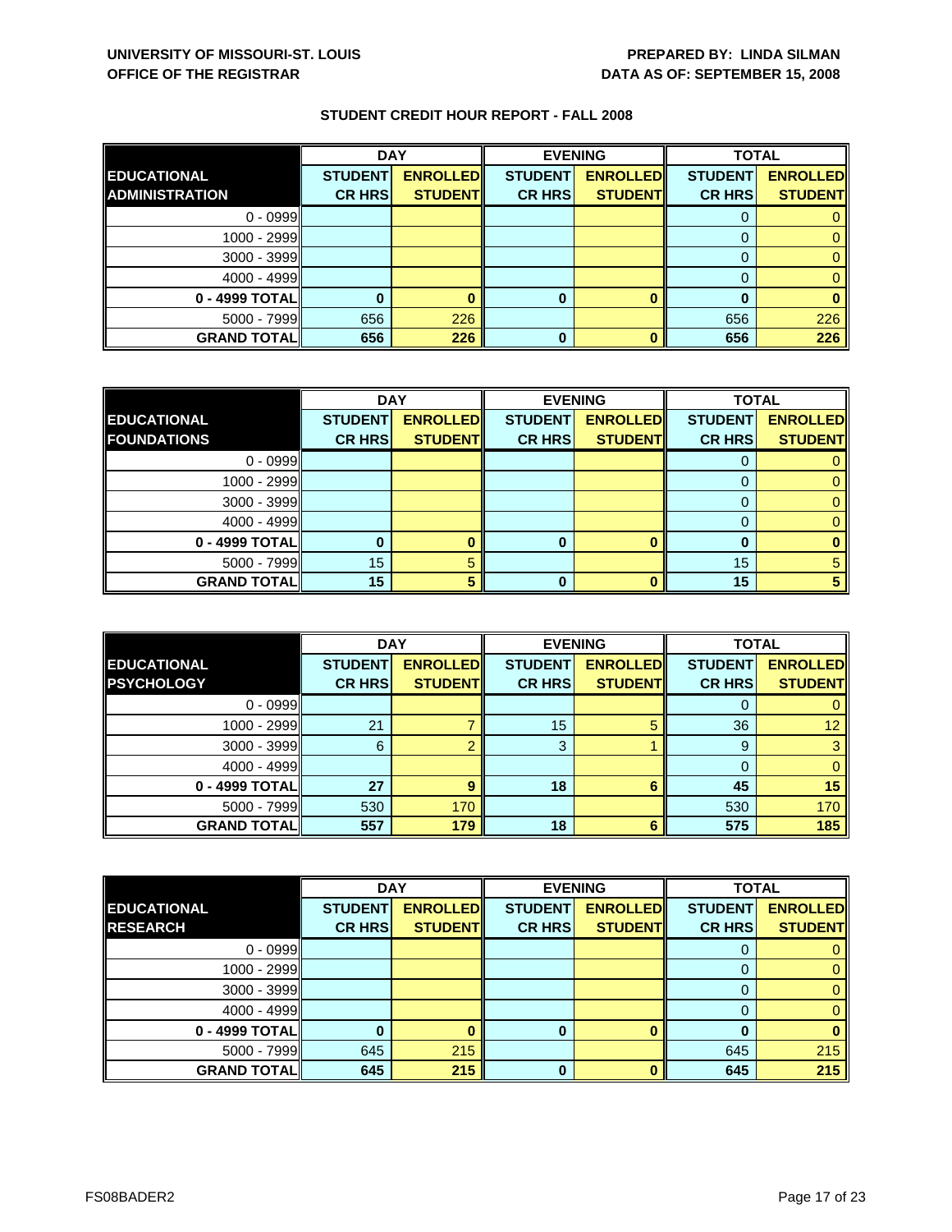UNIVERSITY OF MISSOURI-ST. LOUIS
OFFICE OF THE REGISTRAR

PREPARED BY: LINDA SILMAN
DATA AS OF: SEPTEMBER 15, 2008

## STUDENT CREDIT HOUR REPORT - FALL 2008

| EDUCATIONAL ADMINISTRATION | DAY | | EVENING | | TOTAL | |
|---|---|---|---|---|---|---|
| | STUDENT CR HRS | ENROLLED STUDENT | STUDENT CR HRS | ENROLLED STUDENT | STUDENT CR HRS | ENROLLED STUDENT |
| 0 - 0999 | | | | | 0 | 0 |
| 1000 - 2999 | | | | | 0 | 0 |
| 3000 - 3999 | | | | | 0 | 0 |
| 4000 - 4999 | | | | | 0 | 0 |
| **0 - 4999 TOTAL** | **0** | **0** | **0** | **0** | **0** | **0** |
| 5000 - 7999 | 656 | 226 | | | 656 | 226 |
| **GRAND TOTAL** | **656** | **226** | **0** | **0** | **656** | **226** |

| EDUCATIONAL FOUNDATIONS | DAY | | EVENING | | TOTAL | |
|---|---|---|---|---|---|---|
| | STUDENT CR HRS | ENROLLED STUDENT | STUDENT CR HRS | ENROLLED STUDENT | STUDENT CR HRS | ENROLLED STUDENT |
| 0 - 0999 | | | | | 0 | 0 |
| 1000 - 2999 | | | | | 0 | 0 |
| 3000 - 3999 | | | | | 0 | 0 |
| 4000 - 4999 | | | | | 0 | 0 |
| **0 - 4999 TOTAL** | **0** | **0** | **0** | **0** | **0** | **0** |
| 5000 - 7999 | 15 | 5 | | | 15 | 5 |
| **GRAND TOTAL** | **15** | **5** | **0** | **0** | **15** | **5** |

| EDUCATIONAL PSYCHOLOGY | DAY | | EVENING | | TOTAL | |
|---|---|---|---|---|---|---|
| | STUDENT CR HRS | ENROLLED STUDENT | STUDENT CR HRS | ENROLLED STUDENT | STUDENT CR HRS | ENROLLED STUDENT |
| 0 - 0999 | | | | | 0 | 0 |
| 1000 - 2999 | 21 | 7 | 15 | 5 | 36 | 12 |
| 3000 - 3999 | 6 | 2 | 3 | 1 | 9 | 3 |
| 4000 - 4999 | | | | | 0 | 0 |
| **0 - 4999 TOTAL** | **27** | **9** | **18** | **6** | **45** | **15** |
| 5000 - 7999 | 530 | 170 | | | 530 | 170 |
| **GRAND TOTAL** | **557** | **179** | **18** | **6** | **575** | **185** |

| EDUCATIONAL RESEARCH | DAY | | EVENING | | TOTAL | |
|---|---|---|---|---|---|---|
| | STUDENT CR HRS | ENROLLED STUDENT | STUDENT CR HRS | ENROLLED STUDENT | STUDENT CR HRS | ENROLLED STUDENT |
| 0 - 0999 | | | | | 0 | 0 |
| 1000 - 2999 | | | | | 0 | 0 |
| 3000 - 3999 | | | | | 0 | 0 |
| 4000 - 4999 | | | | | 0 | 0 |
| **0 - 4999 TOTAL** | **0** | **0** | **0** | **0** | **0** | **0** |
| 5000 - 7999 | 645 | 215 | | | 645 | 215 |
| **GRAND TOTAL** | **645** | **215** | **0** | **0** | **645** | **215** |

FS08BADER2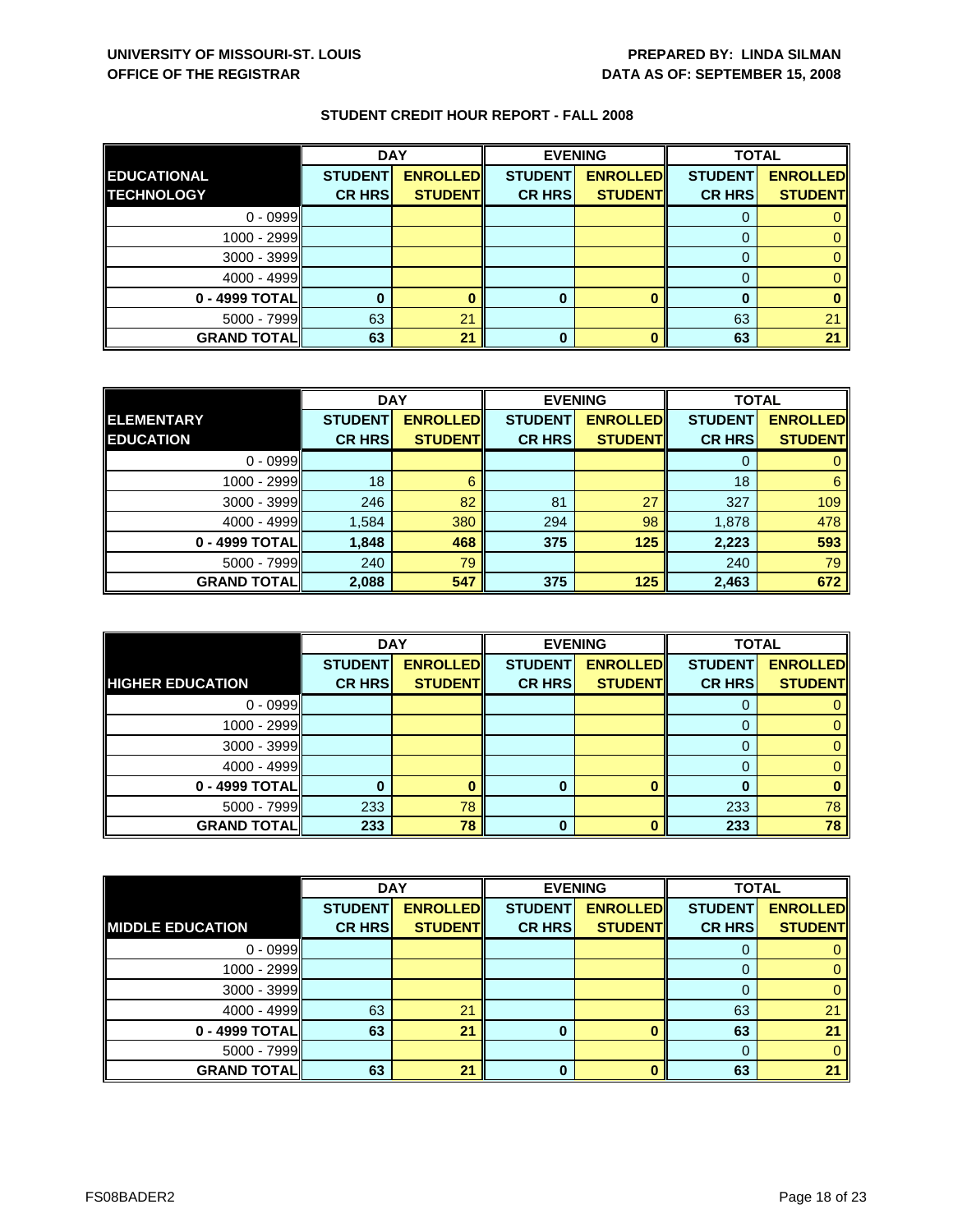**UNIVERSITY OF MISSOURI-ST. LOUIS**
**OFFICE OF THE REGISTRAR**

**PREPARED BY: LINDA SILMAN**
**DATA AS OF: SEPTEMBER 15, 2008**

## STUDENT CREDIT HOUR REPORT - FALL 2008

| | DAY | | EVENING | | TOTAL | |
|---|---|---|---|---|---|---|
| **EDUCATIONAL TECHNOLOGY** | **STUDENT CR HRS** | **ENROLLED STUDENT** | **STUDENT CR HRS** | **ENROLLED STUDENT** | **STUDENT CR HRS** | **ENROLLED STUDENT** |
| 0 - 0999 | | | | | 0 | 0 |
| 1000 - 2999 | | | | | 0 | 0 |
| 3000 - 3999 | | | | | 0 | 0 |
| 4000 - 4999 | | | | | 0 | 0 |
| **0 - 4999 TOTAL** | **0** | **0** | **0** | **0** | **0** | **0** |
| 5000 - 7999 | 63 | 21 | | | 63 | 21 |
| **GRAND TOTAL** | **63** | **21** | **0** | **0** | **63** | **21** |

| | DAY | | EVENING | | TOTAL | |
|---|---|---|---|---|---|---|
| **ELEMENTARY EDUCATION** | **STUDENT CR HRS** | **ENROLLED STUDENT** | **STUDENT CR HRS** | **ENROLLED STUDENT** | **STUDENT CR HRS** | **ENROLLED STUDENT** |
| 0 - 0999 | | | | | 0 | 0 |
| 1000 - 2999 | 18 | 6 | | | 18 | 6 |
| 3000 - 3999 | 246 | 82 | 81 | 27 | 327 | 109 |
| 4000 - 4999 | 1,584 | 380 | 294 | 98 | 1,878 | 478 |
| **0 - 4999 TOTAL** | **1,848** | **468** | **375** | **125** | **2,223** | **593** |
| 5000 - 7999 | 240 | 79 | | | 240 | 79 |
| **GRAND TOTAL** | **2,088** | **547** | **375** | **125** | **2,463** | **672** |

| | DAY | | EVENING | | TOTAL | |
|---|---|---|---|---|---|---|
| **HIGHER EDUCATION** | **STUDENT CR HRS** | **ENROLLED STUDENT** | **STUDENT CR HRS** | **ENROLLED STUDENT** | **STUDENT CR HRS** | **ENROLLED STUDENT** |
| 0 - 0999 | | | | | 0 | 0 |
| 1000 - 2999 | | | | | 0 | 0 |
| 3000 - 3999 | | | | | 0 | 0 |
| 4000 - 4999 | | | | | 0 | 0 |
| **0 - 4999 TOTAL** | **0** | **0** | **0** | **0** | **0** | **0** |
| 5000 - 7999 | 233 | 78 | | | 233 | 78 |
| **GRAND TOTAL** | **233** | **78** | **0** | **0** | **233** | **78** |

| | DAY | | EVENING | | TOTAL | |
|---|---|---|---|---|---|---|
| **MIDDLE EDUCATION** | **STUDENT CR HRS** | **ENROLLED STUDENT** | **STUDENT CR HRS** | **ENROLLED STUDENT** | **STUDENT CR HRS** | **ENROLLED STUDENT** |
| 0 - 0999 | | | | | 0 | 0 |
| 1000 - 2999 | | | | | 0 | 0 |
| 3000 - 3999 | | | | | 0 | 0 |
| 4000 - 4999 | 63 | 21 | | | 63 | 21 |
| **0 - 4999 TOTAL** | **63** | **21** | **0** | **0** | **63** | **21** |
| 5000 - 7999 | | | | | 0 | 0 |
| **GRAND TOTAL** | **63** | **21** | **0** | **0** | **63** | **21** |

FS08BADER2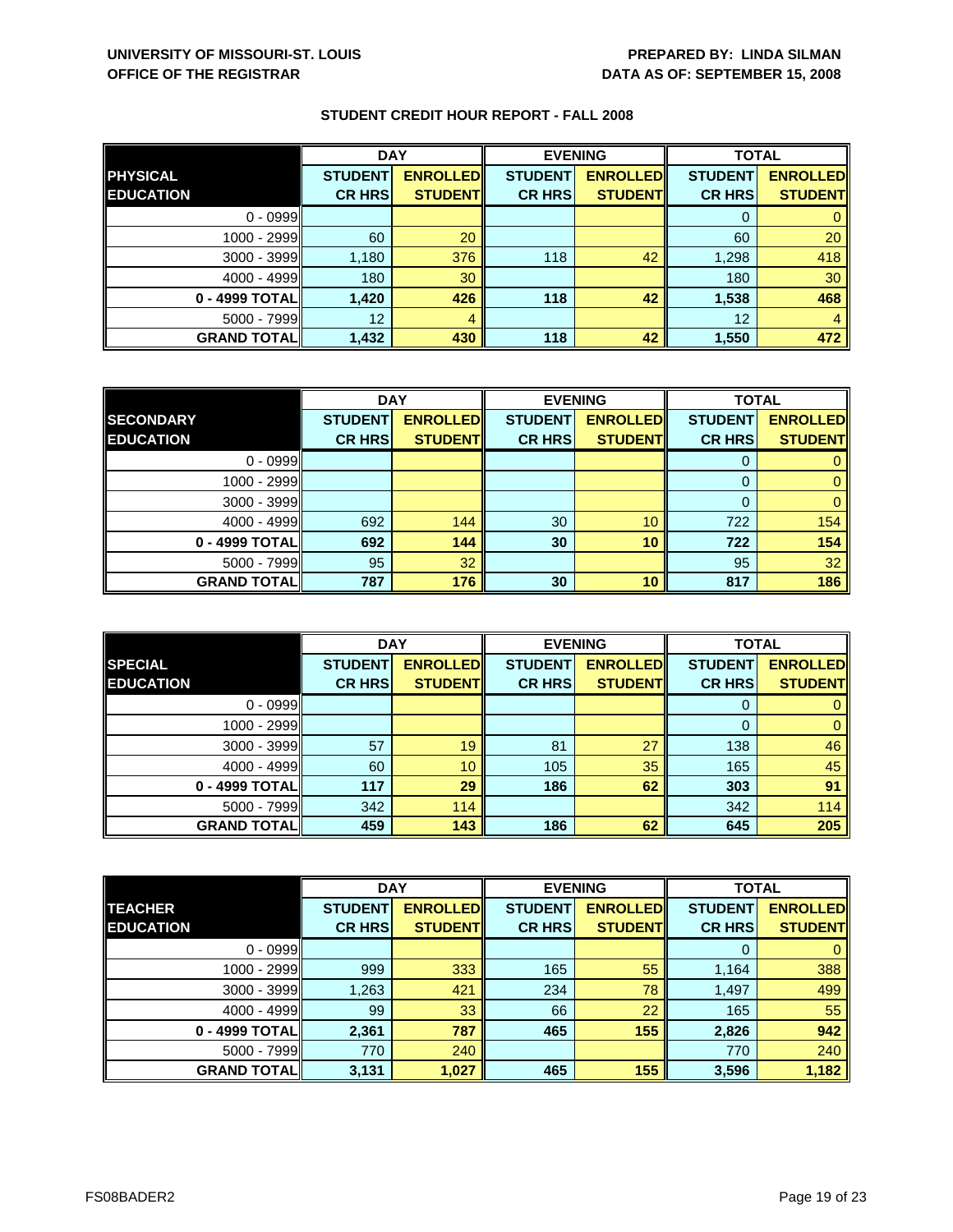UNIVERSITY OF MISSOURI-ST. LOUIS
OFFICE OF THE REGISTRAR

PREPARED BY: LINDA SILMAN
DATA AS OF: SEPTEMBER 15, 2008

### STUDENT CREDIT HOUR REPORT - FALL 2008

| | DAY | | EVENING | | TOTAL | |
|---|---|---|---|---|---|---|
| **PHYSICAL EDUCATION** | **STUDENT CR HRS** | **ENROLLED STUDENT** | **STUDENT CR HRS** | **ENROLLED STUDENT** | **STUDENT CR HRS** | **ENROLLED STUDENT** |
| 0 - 0999 | | | | | 0 | 0 |
| 1000 - 2999 | 60 | 20 | | | 60 | 20 |
| 3000 - 3999 | 1,180 | 376 | 118 | 42 | 1,298 | 418 |
| 4000 - 4999 | 180 | 30 | | | 180 | 30 |
| **0 - 4999 TOTAL** | **1,420** | **426** | **118** | **42** | **1,538** | **468** |
| 5000 - 7999 | 12 | 4 | | | 12 | 4 |
| **GRAND TOTAL** | **1,432** | **430** | **118** | **42** | **1,550** | **472** |

| | DAY | | EVENING | | TOTAL | |
|---|---|---|---|---|---|---|
| **SECONDARY EDUCATION** | **STUDENT CR HRS** | **ENROLLED STUDENT** | **STUDENT CR HRS** | **ENROLLED STUDENT** | **STUDENT CR HRS** | **ENROLLED STUDENT** |
| 0 - 0999 | | | | | 0 | 0 |
| 1000 - 2999 | | | | | 0 | 0 |
| 3000 - 3999 | | | | | 0 | 0 |
| 4000 - 4999 | 692 | 144 | 30 | 10 | 722 | 154 |
| **0 - 4999 TOTAL** | **692** | **144** | **30** | **10** | **722** | **154** |
| 5000 - 7999 | 95 | 32 | | | 95 | 32 |
| **GRAND TOTAL** | **787** | **176** | **30** | **10** | **817** | **186** |

| | DAY | | EVENING | | TOTAL | |
|---|---|---|---|---|---|---|
| **SPECIAL EDUCATION** | **STUDENT CR HRS** | **ENROLLED STUDENT** | **STUDENT CR HRS** | **ENROLLED STUDENT** | **STUDENT CR HRS** | **ENROLLED STUDENT** |
| 0 - 0999 | | | | | 0 | 0 |
| 1000 - 2999 | | | | | 0 | 0 |
| 3000 - 3999 | 57 | 19 | 81 | 27 | 138 | 46 |
| 4000 - 4999 | 60 | 10 | 105 | 35 | 165 | 45 |
| **0 - 4999 TOTAL** | **117** | **29** | **186** | **62** | **303** | **91** |
| 5000 - 7999 | 342 | 114 | | | 342 | 114 |
| **GRAND TOTAL** | **459** | **143** | **186** | **62** | **645** | **205** |

| | DAY | | EVENING | | TOTAL | |
|---|---|---|---|---|---|---|
| **TEACHER EDUCATION** | **STUDENT CR HRS** | **ENROLLED STUDENT** | **STUDENT CR HRS** | **ENROLLED STUDENT** | **STUDENT CR HRS** | **ENROLLED STUDENT** |
| 0 - 0999 | | | | | 0 | 0 |
| 1000 - 2999 | 999 | 333 | 165 | 55 | 1,164 | 388 |
| 3000 - 3999 | 1,263 | 421 | 234 | 78 | 1,497 | 499 |
| 4000 - 4999 | 99 | 33 | 66 | 22 | 165 | 55 |
| **0 - 4999 TOTAL** | **2,361** | **787** | **465** | **155** | **2,826** | **942** |
| 5000 - 7999 | 770 | 240 | | | 770 | 240 |
| **GRAND TOTAL** | **3,131** | **1,027** | **465** | **155** | **3,596** | **1,182** |

FS08BADER2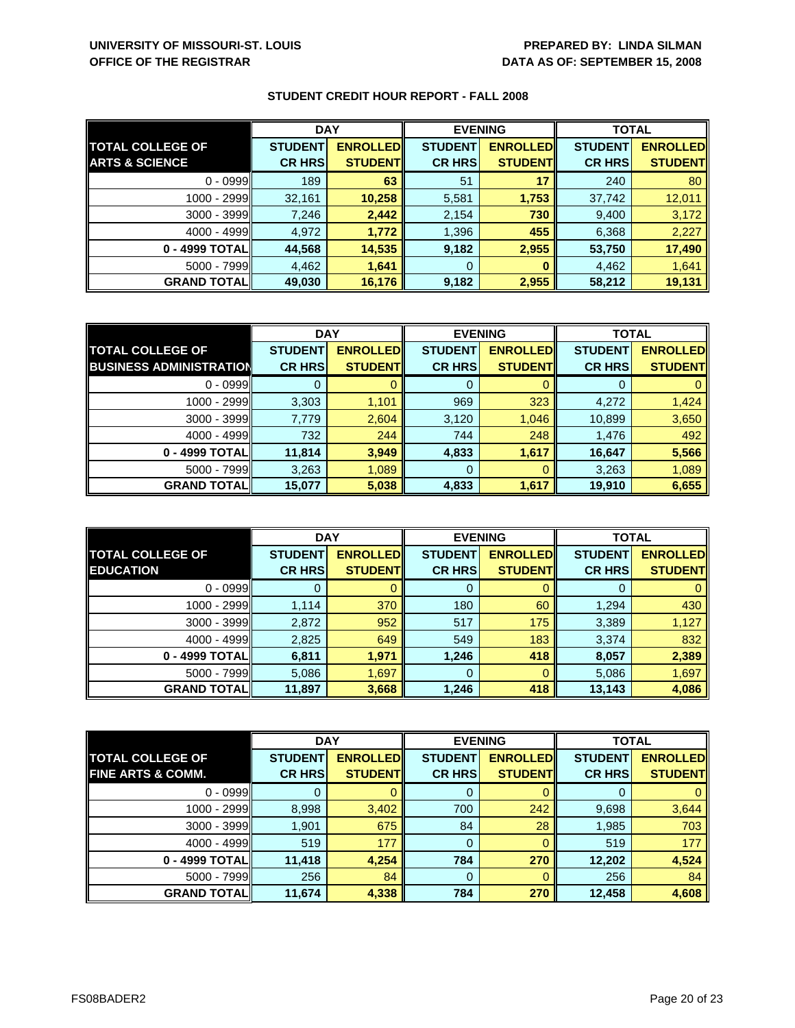**UNIVERSITY OF MISSOURI-ST. LOUIS**
**OFFICE OF THE REGISTRAR**

**PREPARED BY: LINDA SILMAN**
**DATA AS OF: SEPTEMBER 15, 2008**

## STUDENT CREDIT HOUR REPORT - FALL 2008

| | DAY | | EVENING | | TOTAL | |
|---|---|---|---|---|---|---|
| **TOTAL COLLEGE OF ARTS & SCIENCE** | **STUDENT CR HRS** | **ENROLLED STUDENT** | **STUDENT CR HRS** | **ENROLLED STUDENT** | **STUDENT CR HRS** | **ENROLLED STUDENT** |
| 0 - 0999 | 189 | 63 | 51 | 17 | 240 | 80 |
| 1000 - 2999 | 32,161 | 10,258 | 5,581 | 1,753 | 37,742 | 12,011 |
| 3000 - 3999 | 7,246 | 2,442 | 2,154 | 730 | 9,400 | 3,172 |
| 4000 - 4999 | 4,972 | 1,772 | 1,396 | 455 | 6,368 | 2,227 |
| **0 - 4999 TOTAL** | **44,568** | **14,535** | **9,182** | **2,955** | **53,750** | **17,490** |
| 5000 - 7999 | 4,462 | 1,641 | 0 | 0 | 4,462 | 1,641 |
| **GRAND TOTAL** | **49,030** | **16,176** | **9,182** | **2,955** | **58,212** | **19,131** |

| | DAY | | EVENING | | TOTAL | |
|---|---|---|---|---|---|---|
| **TOTAL COLLEGE OF BUSINESS ADMINISTRATION** | **STUDENT CR HRS** | **ENROLLED STUDENT** | **STUDENT CR HRS** | **ENROLLED STUDENT** | **STUDENT CR HRS** | **ENROLLED STUDENT** |
| 0 - 0999 | 0 | 0 | 0 | 0 | 0 | 0 |
| 1000 - 2999 | 3,303 | 1,101 | 969 | 323 | 4,272 | 1,424 |
| 3000 - 3999 | 7,779 | 2,604 | 3,120 | 1,046 | 10,899 | 3,650 |
| 4000 - 4999 | 732 | 244 | 744 | 248 | 1,476 | 492 |
| **0 - 4999 TOTAL** | **11,814** | **3,949** | **4,833** | **1,617** | **16,647** | **5,566** |
| 5000 - 7999 | 3,263 | 1,089 | 0 | 0 | 3,263 | 1,089 |
| **GRAND TOTAL** | **15,077** | **5,038** | **4,833** | **1,617** | **19,910** | **6,655** |

| | DAY | | EVENING | | TOTAL | |
|---|---|---|---|---|---|---|
| **TOTAL COLLEGE OF EDUCATION** | **STUDENT CR HRS** | **ENROLLED STUDENT** | **STUDENT CR HRS** | **ENROLLED STUDENT** | **STUDENT CR HRS** | **ENROLLED STUDENT** |
| 0 - 0999 | 0 | 0 | 0 | 0 | 0 | 0 |
| 1000 - 2999 | 1,114 | 370 | 180 | 60 | 1,294 | 430 |
| 3000 - 3999 | 2,872 | 952 | 517 | 175 | 3,389 | 1,127 |
| 4000 - 4999 | 2,825 | 649 | 549 | 183 | 3,374 | 832 |
| **0 - 4999 TOTAL** | **6,811** | **1,971** | **1,246** | **418** | **8,057** | **2,389** |
| 5000 - 7999 | 5,086 | 1,697 | 0 | 0 | 5,086 | 1,697 |
| **GRAND TOTAL** | **11,897** | **3,668** | **1,246** | **418** | **13,143** | **4,086** |

| | DAY | | EVENING | | TOTAL | |
|---|---|---|---|---|---|---|
| **TOTAL COLLEGE OF FINE ARTS & COMM.** | **STUDENT CR HRS** | **ENROLLED STUDENT** | **STUDENT CR HRS** | **ENROLLED STUDENT** | **STUDENT CR HRS** | **ENROLLED STUDENT** |
| 0 - 0999 | 0 | 0 | 0 | 0 | 0 | 0 |
| 1000 - 2999 | 8,998 | 3,402 | 700 | 242 | 9,698 | 3,644 |
| 3000 - 3999 | 1,901 | 675 | 84 | 28 | 1,985 | 703 |
| 4000 - 4999 | 519 | 177 | 0 | 0 | 519 | 177 |
| **0 - 4999 TOTAL** | **11,418** | **4,254** | **784** | **270** | **12,202** | **4,524** |
| 5000 - 7999 | 256 | 84 | 0 | 0 | 256 | 84 |
| **GRAND TOTAL** | **11,674** | **4,338** | **784** | **270** | **12,458** | **4,608** |

FS08BADER2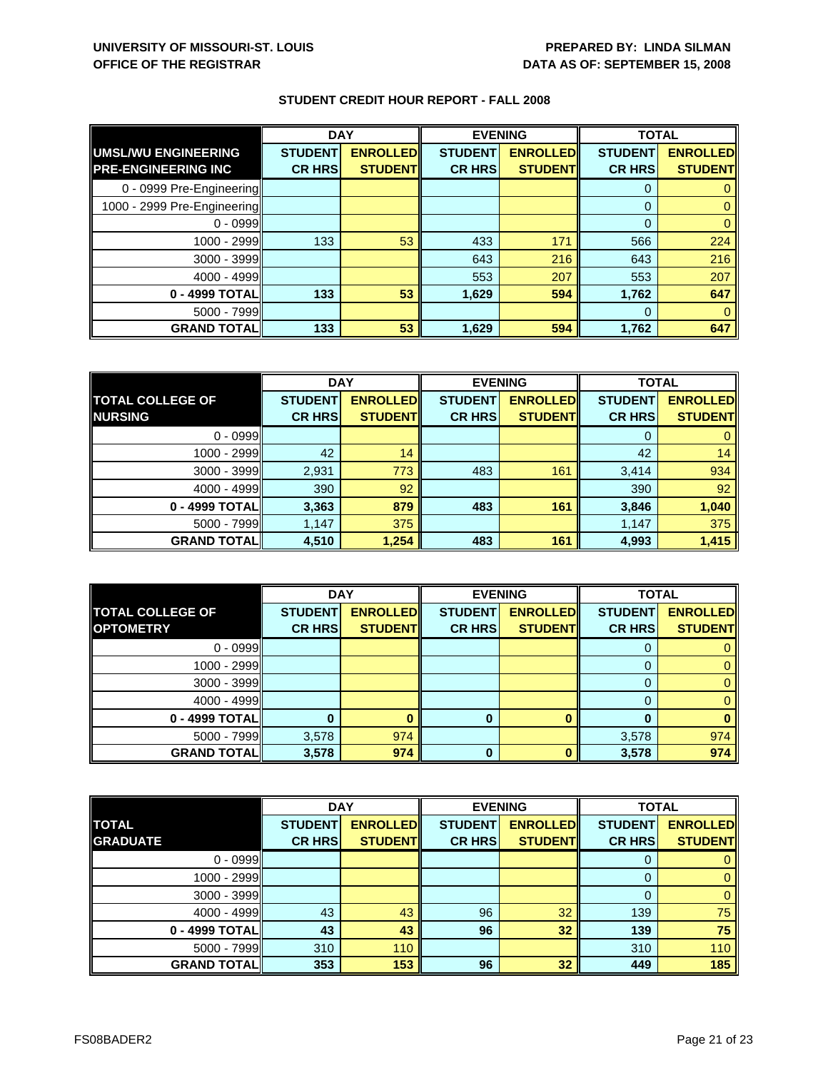**UNIVERSITY OF MISSOURI-ST. LOUIS**
**OFFICE OF THE REGISTRAR**

**PREPARED BY: LINDA SILMAN**
**DATA AS OF: SEPTEMBER 15, 2008**

## STUDENT CREDIT HOUR REPORT - FALL 2008

| | DAY | | EVENING | | TOTAL | |
|---|---|---|---|---|---|---|
| **UMSL/WU ENGINEERING PRE-ENGINEERING INC** | **STUDENT CR HRS** | **ENROLLED STUDENT** | **STUDENT CR HRS** | **ENROLLED STUDENT** | **STUDENT CR HRS** | **ENROLLED STUDENT** |
| 0 - 0999 Pre-Engineering | | | | | 0 | 0 |
| 1000 - 2999 Pre-Engineering | | | | | 0 | 0 |
| 0 - 0999 | | | | | 0 | 0 |
| 1000 - 2999 | 133 | 53 | 433 | 171 | 566 | 224 |
| 3000 - 3999 | | | 643 | 216 | 643 | 216 |
| 4000 - 4999 | | | 553 | 207 | 553 | 207 |
| **0 - 4999 TOTAL** | **133** | **53** | **1,629** | **594** | **1,762** | **647** |
| 5000 - 7999 | | | | | 0 | 0 |
| **GRAND TOTAL** | **133** | **53** | **1,629** | **594** | **1,762** | **647** |

| | DAY | | EVENING | | TOTAL | |
|---|---|---|---|---|---|---|
| **TOTAL COLLEGE OF NURSING** | **STUDENT CR HRS** | **ENROLLED STUDENT** | **STUDENT CR HRS** | **ENROLLED STUDENT** | **STUDENT CR HRS** | **ENROLLED STUDENT** |
| 0 - 0999 | | | | | 0 | 0 |
| 1000 - 2999 | 42 | 14 | | | 42 | 14 |
| 3000 - 3999 | 2,931 | 773 | 483 | 161 | 3,414 | 934 |
| 4000 - 4999 | 390 | 92 | | | 390 | 92 |
| **0 - 4999 TOTAL** | **3,363** | **879** | **483** | **161** | **3,846** | **1,040** |
| 5000 - 7999 | 1,147 | 375 | | | 1,147 | 375 |
| **GRAND TOTAL** | **4,510** | **1,254** | **483** | **161** | **4,993** | **1,415** |

| | DAY | | EVENING | | TOTAL | |
|---|---|---|---|---|---|---|
| **TOTAL COLLEGE OF OPTOMETRY** | **STUDENT CR HRS** | **ENROLLED STUDENT** | **STUDENT CR HRS** | **ENROLLED STUDENT** | **STUDENT CR HRS** | **ENROLLED STUDENT** |
| 0 - 0999 | | | | | 0 | 0 |
| 1000 - 2999 | | | | | 0 | 0 |
| 3000 - 3999 | | | | | 0 | 0 |
| 4000 - 4999 | | | | | 0 | 0 |
| **0 - 4999 TOTAL** | **0** | **0** | **0** | **0** | **0** | **0** |
| 5000 - 7999 | 3,578 | 974 | | | 3,578 | 974 |
| **GRAND TOTAL** | **3,578** | **974** | **0** | **0** | **3,578** | **974** |

| | DAY | | EVENING | | TOTAL | |
|---|---|---|---|---|---|---|
| **TOTAL GRADUATE** | **STUDENT CR HRS** | **ENROLLED STUDENT** | **STUDENT CR HRS** | **ENROLLED STUDENT** | **STUDENT CR HRS** | **ENROLLED STUDENT** |
| 0 - 0999 | | | | | 0 | 0 |
| 1000 - 2999 | | | | | 0 | 0 |
| 3000 - 3999 | | | | | 0 | 0 |
| 4000 - 4999 | 43 | 43 | 96 | 32 | 139 | 75 |
| **0 - 4999 TOTAL** | **43** | **43** | **96** | **32** | **139** | **75** |
| 5000 - 7999 | 310 | 110 | | | 310 | 110 |
| **GRAND TOTAL** | **353** | **153** | **96** | **32** | **449** | **185** |

FS08BADER2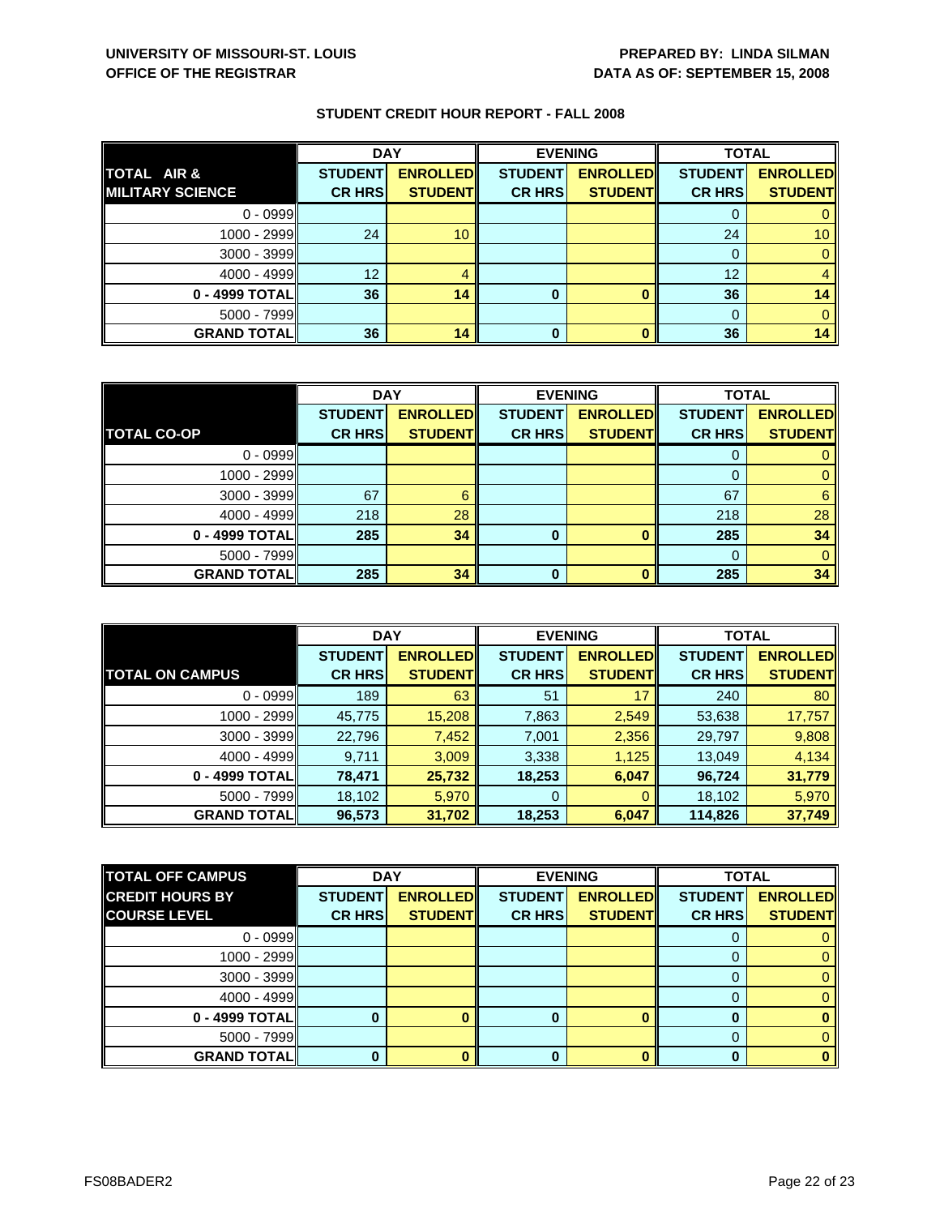**UNIVERSITY OF MISSOURI-ST. LOUIS**
**OFFICE OF THE REGISTRAR**

**PREPARED BY: LINDA SILMAN**
**DATA AS OF: SEPTEMBER 15, 2008**

## STUDENT CREDIT HOUR REPORT - FALL 2008

| TOTAL AIR & MILITARY SCIENCE | DAY | | EVENING | | TOTAL | |
|---|---|---|---|---|---|---|
| | STUDENT CR HRS | ENROLLED STUDENT | STUDENT CR HRS | ENROLLED STUDENT | STUDENT CR HRS | ENROLLED STUDENT |
| 0 - 0999 | | | | | 0 | 0 |
| 1000 - 2999 | 24 | 10 | | | 24 | 10 |
| 3000 - 3999 | | | | | 0 | 0 |
| 4000 - 4999 | 12 | 4 | | | 12 | 4 |
| **0 - 4999 TOTAL** | **36** | **14** | **0** | **0** | **36** | **14** |
| 5000 - 7999 | | | | | 0 | 0 |
| **GRAND TOTAL** | **36** | **14** | **0** | **0** | **36** | **14** |

| TOTAL CO-OP | DAY | | EVENING | | TOTAL | |
|---|---|---|---|---|---|---|
| | STUDENT CR HRS | ENROLLED STUDENT | STUDENT CR HRS | ENROLLED STUDENT | STUDENT CR HRS | ENROLLED STUDENT |
| 0 - 0999 | | | | | 0 | 0 |
| 1000 - 2999 | | | | | 0 | 0 |
| 3000 - 3999 | 67 | 6 | | | 67 | 6 |
| 4000 - 4999 | 218 | 28 | | | 218 | 28 |
| **0 - 4999 TOTAL** | **285** | **34** | **0** | **0** | **285** | **34** |
| 5000 - 7999 | | | | | 0 | 0 |
| **GRAND TOTAL** | **285** | **34** | **0** | **0** | **285** | **34** |

| TOTAL ON CAMPUS | DAY | | EVENING | | TOTAL | |
|---|---|---|---|---|---|---|
| | STUDENT CR HRS | ENROLLED STUDENT | STUDENT CR HRS | ENROLLED STUDENT | STUDENT CR HRS | ENROLLED STUDENT |
| 0 - 0999 | 189 | 63 | 51 | 17 | 240 | 80 |
| 1000 - 2999 | 45,775 | 15,208 | 7,863 | 2,549 | 53,638 | 17,757 |
| 3000 - 3999 | 22,796 | 7,452 | 7,001 | 2,356 | 29,797 | 9,808 |
| 4000 - 4999 | 9,711 | 3,009 | 3,338 | 1,125 | 13,049 | 4,134 |
| **0 - 4999 TOTAL** | **78,471** | **25,732** | **18,253** | **6,047** | **96,724** | **31,779** |
| 5000 - 7999 | 18,102 | 5,970 | 0 | 0 | 18,102 | 5,970 |
| **GRAND TOTAL** | **96,573** | **31,702** | **18,253** | **6,047** | **114,826** | **37,749** |

| TOTAL OFF CAMPUS CREDIT HOURS BY COURSE LEVEL | DAY | | EVENING | | TOTAL | |
|---|---|---|---|---|---|---|
| | STUDENT CR HRS | ENROLLED STUDENT | STUDENT CR HRS | ENROLLED STUDENT | STUDENT CR HRS | ENROLLED STUDENT |
| 0 - 0999 | | | | | 0 | 0 |
| 1000 - 2999 | | | | | 0 | 0 |
| 3000 - 3999 | | | | | 0 | 0 |
| 4000 - 4999 | | | | | 0 | 0 |
| **0 - 4999 TOTAL** | **0** | **0** | **0** | **0** | **0** | **0** |
| 5000 - 7999 | | | | | 0 | 0 |
| **GRAND TOTAL** | **0** | **0** | **0** | **0** | **0** | **0** |

FS08BADER2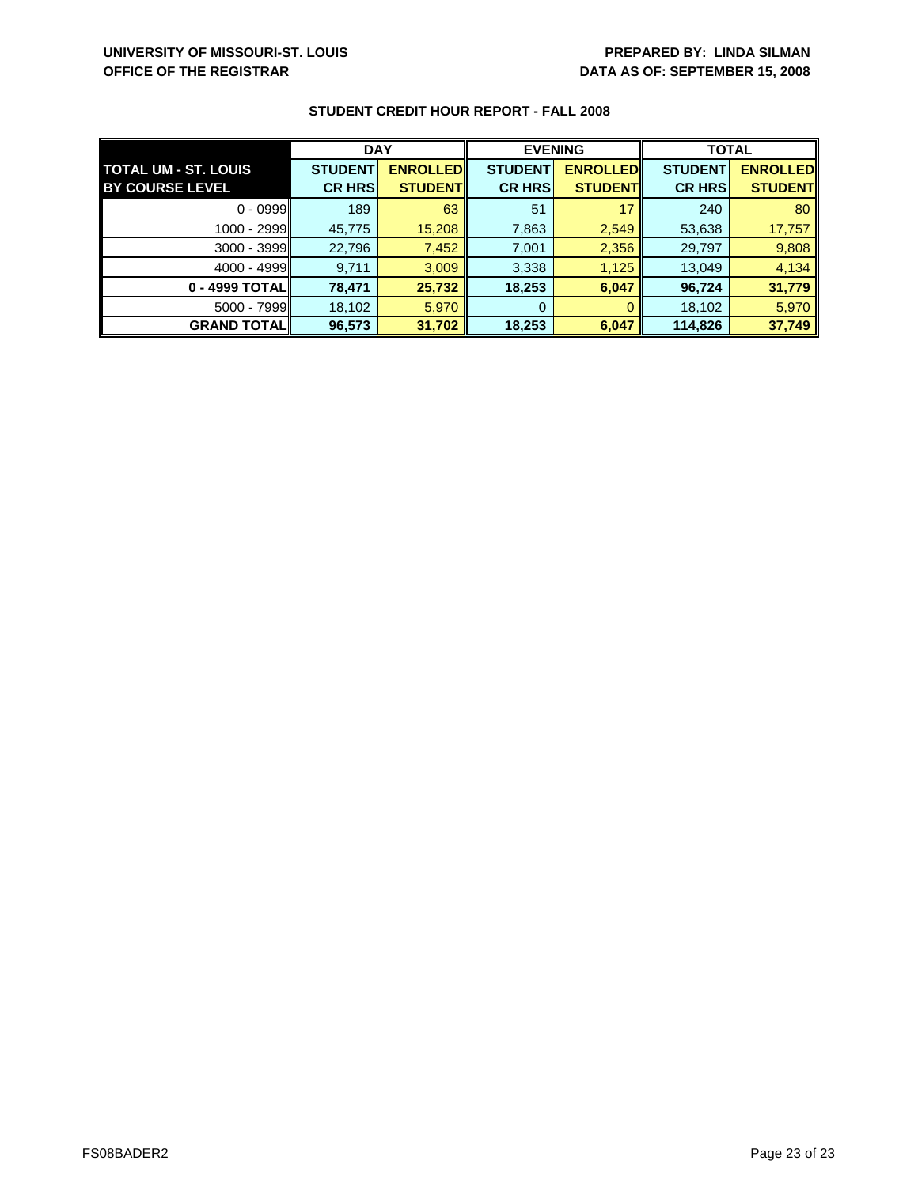**UNIVERSITY OF MISSOURI-ST. LOUIS**
**OFFICE OF THE REGISTRAR**

**PREPARED BY: LINDA SILMAN**
**DATA AS OF: SEPTEMBER 15, 2008**

## STUDENT CREDIT HOUR REPORT - FALL 2008

| | DAY | | EVENING | | TOTAL | |
|---|---|---|---|---|---|---|
| **TOTAL UM - ST. LOUIS BY COURSE LEVEL** | **STUDENT CR HRS** | **ENROLLED STUDENT** | **STUDENT CR HRS** | **ENROLLED STUDENT** | **STUDENT CR HRS** | **ENROLLED STUDENT** |
| 0 - 0999 | 189 | 63 | 51 | 17 | 240 | 80 |
| 1000 - 2999 | 45,775 | 15,208 | 7,863 | 2,549 | 53,638 | 17,757 |
| 3000 - 3999 | 22,796 | 7,452 | 7,001 | 2,356 | 29,797 | 9,808 |
| 4000 - 4999 | 9,711 | 3,009 | 3,338 | 1,125 | 13,049 | 4,134 |
| **0 - 4999 TOTAL** | **78,471** | **25,732** | **18,253** | **6,047** | **96,724** | **31,779** |
| 5000 - 7999 | 18,102 | 5,970 | 0 | 0 | 18,102 | 5,970 |
| **GRAND TOTAL** | **96,573** | **31,702** | **18,253** | **6,047** | **114,826** | **37,749** |

FS08BADER2